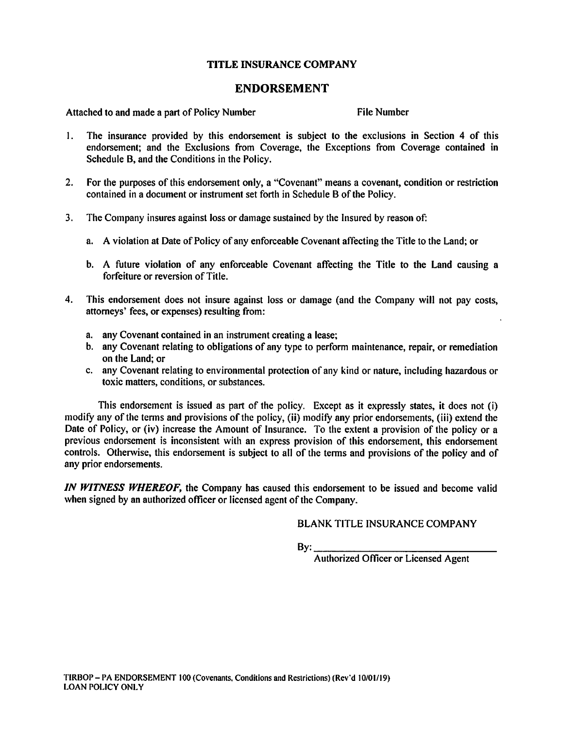**TITLE INSURANCE COMPANY**

## ENDORSEMENT

Attached to and made a part of Policy Number File Number

1. The insurance provided by this endorsement is subject to the exclusions in Section 4 of this endorsement; and the Exclusions from Coverage, the Exceptions from Coverage contained in Schedule B, and the Conditions in the Policy.

2. For the purposes of this endorsement only, a "Covenant" means a covenant, condition or restriction contained in a document or instrument set forth in Schedule B of the Policy.

3. The Company insures against loss or damage sustained by the Insured by reason of:

   a. A violation at Date of Policy of any enforceable Covenant affecting the Title to the Land; or

   b. A future violation of any enforceable Covenant affecting the Title to the Land causing a forfeiture or reversion of Title.

4. This endorsement does not insure against loss or damage (and the Company will not pay costs, attorneys' fees, or expenses) resulting from:

   a. any Covenant contained in an instrument creating a lease;
   b. any Covenant relating to obligations of any type to perform maintenance, repair, or remediation on the Land; or
   c. any Covenant relating to environmental protection of any kind or nature, including hazardous or toxic matters, conditions, or substances.

This endorsement is issued as part of the policy. Except as it expressly states, it does not (i) modify any of the terms and provisions of the policy, (ii) modify any prior endorsements, (iii) extend the Date of Policy, or (iv) increase the Amount of Insurance. To the extent a provision of the policy or a previous endorsement is inconsistent with an express provision of this endorsement, this endorsement controls. Otherwise, this endorsement is subject to all of the terms and provisions of the policy and of any prior endorsements.

***IN WITNESS WHEREOF,*** the Company has caused this endorsement to be issued and become valid when signed by an authorized officer or licensed agent of the Company.

BLANK TITLE INSURANCE COMPANY

By: ________________________________
Authorized Officer or Licensed Agent

TIRBOP – PA ENDORSEMENT 100 (Covenants, Conditions and Restrictions) (Rev'd 10/01/19)
LOAN POLICY ONLY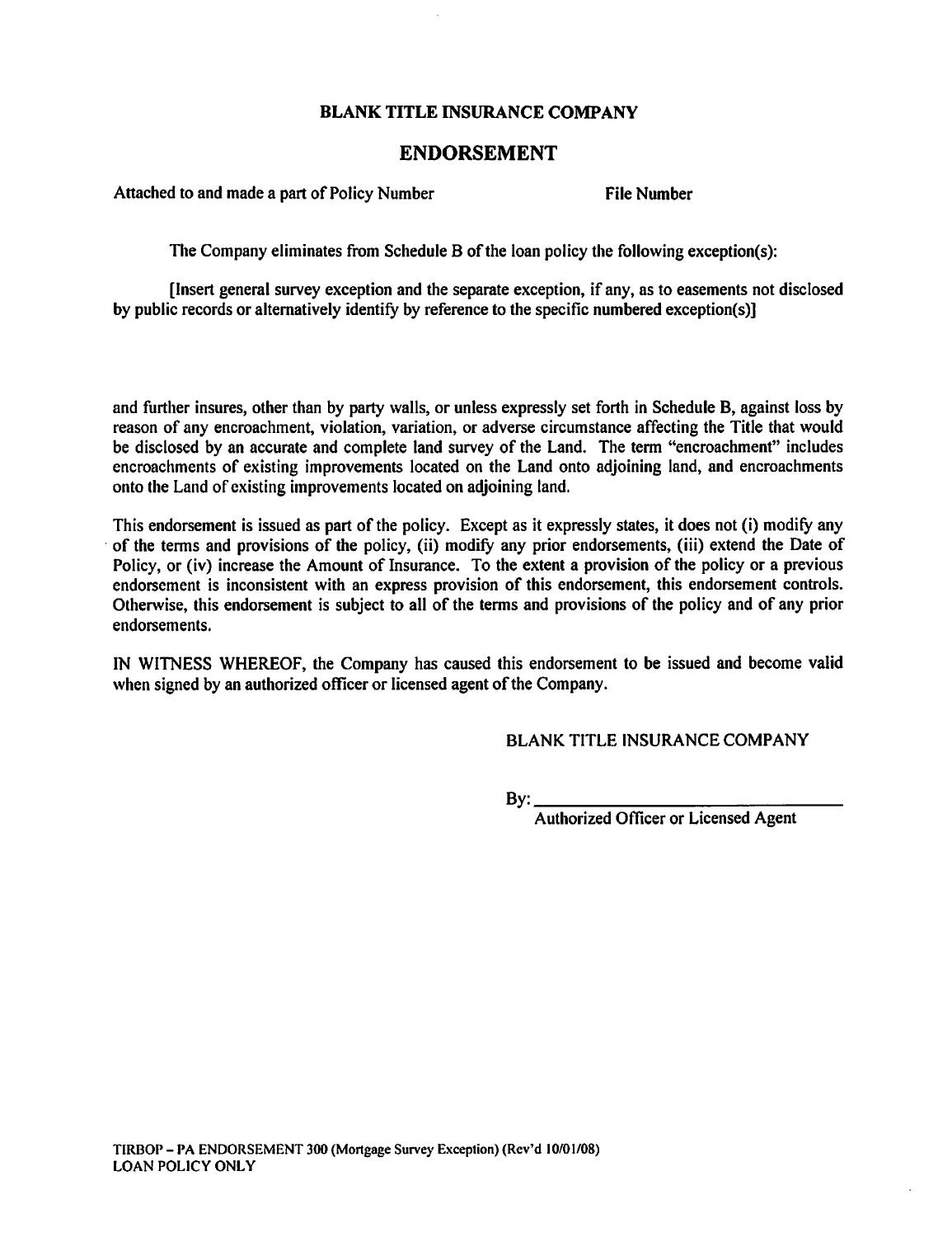**BLANK TITLE INSURANCE COMPANY**

## ENDORSEMENT

**Attached to and made a part of Policy Number** **File Number**

The Company eliminates from Schedule B of the loan policy the following exception(s):

[Insert general survey exception and the separate exception, if any, as to easements not disclosed by public records or alternatively identify by reference to the specific numbered exception(s)]

and further insures, other than by party walls, or unless expressly set forth in Schedule B, against loss by reason of any encroachment, violation, variation, or adverse circumstance affecting the Title that would be disclosed by an accurate and complete land survey of the Land. The term "encroachment" includes encroachments of existing improvements located on the Land onto adjoining land, and encroachments onto the Land of existing improvements located on adjoining land.

This endorsement is issued as part of the policy. Except as it expressly states, it does not (i) modify any of the terms and provisions of the policy, (ii) modify any prior endorsements, (iii) extend the Date of Policy, or (iv) increase the Amount of Insurance. To the extent a provision of the policy or a previous endorsement is inconsistent with an express provision of this endorsement, this endorsement controls. Otherwise, this endorsement is subject to all of the terms and provisions of the policy and of any prior endorsements.

IN WITNESS WHEREOF, the Company has caused this endorsement to be issued and become valid when signed by an authorized officer or licensed agent of the Company.

BLANK TITLE INSURANCE COMPANY

By: ________________________________
Authorized Officer or Licensed Agent

TIRBOP – PA ENDORSEMENT 300 (Mortgage Survey Exception) (Rev'd 10/01/08)
LOAN POLICY ONLY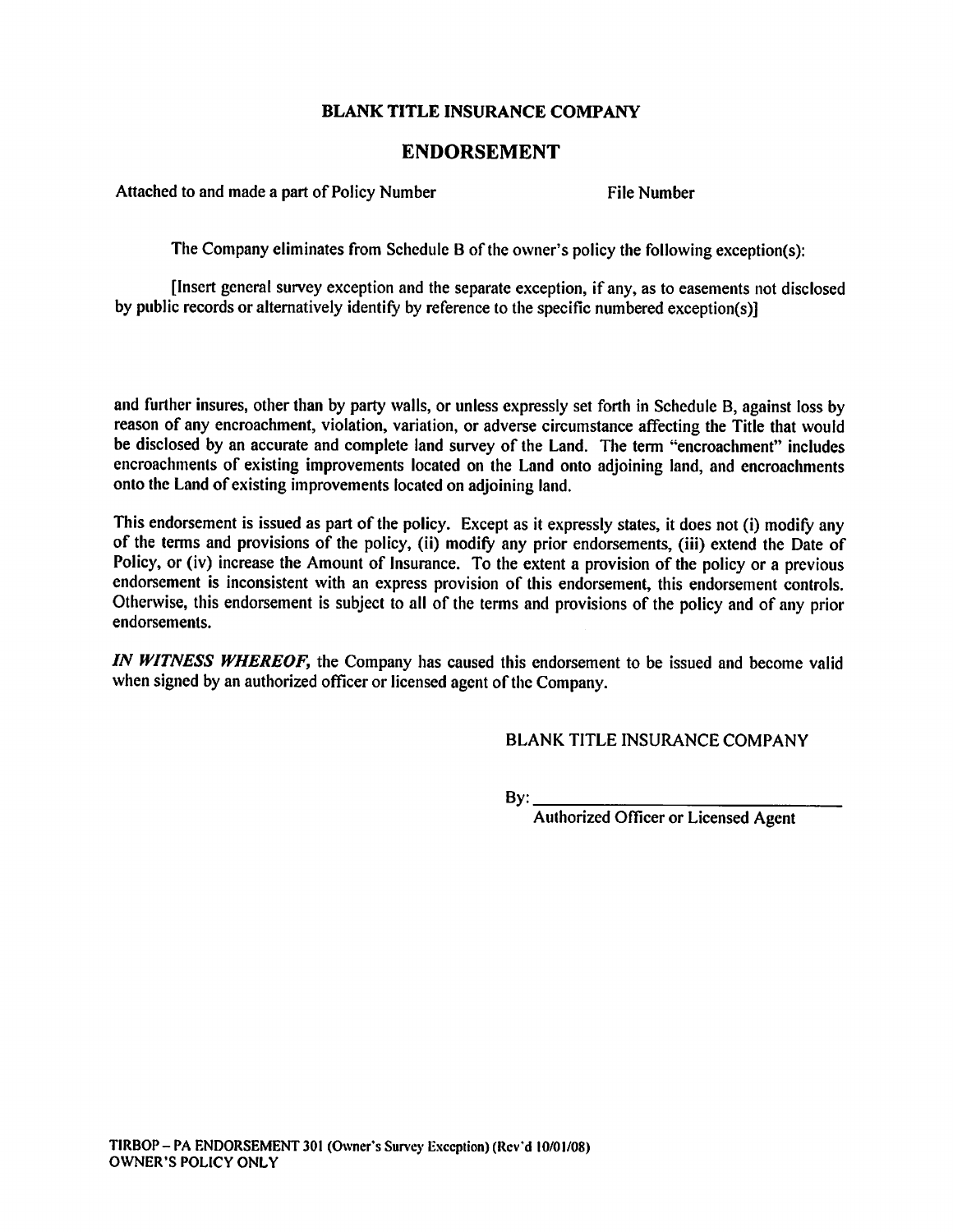**BLANK TITLE INSURANCE COMPANY**

## ENDORSEMENT

Attached to and made a part of Policy Number File Number

The Company eliminates from Schedule B of the owner's policy the following exception(s):

[Insert general survey exception and the separate exception, if any, as to easements not disclosed by public records or alternatively identify by reference to the specific numbered exception(s)]

and further insures, other than by party walls, or unless expressly set forth in Schedule B, against loss by reason of any encroachment, violation, variation, or adverse circumstance affecting the Title that would be disclosed by an accurate and complete land survey of the Land. The term "encroachment" includes encroachments of existing improvements located on the Land onto adjoining land, and encroachments onto the Land of existing improvements located on adjoining land.

This endorsement is issued as part of the policy. Except as it expressly states, it does not (i) modify any of the terms and provisions of the policy, (ii) modify any prior endorsements, (iii) extend the Date of Policy, or (iv) increase the Amount of Insurance. To the extent a provision of the policy or a previous endorsement is inconsistent with an express provision of this endorsement, this endorsement controls. Otherwise, this endorsement is subject to all of the terms and provisions of the policy and of any prior endorsements.

*IN WITNESS WHEREOF,* the Company has caused this endorsement to be issued and become valid when signed by an authorized officer or licensed agent of the Company.

BLANK TITLE INSURANCE COMPANY

By: ___________________________________

Authorized Officer or Licensed Agent

TIRBOP – PA ENDORSEMENT 301 (Owner's Survey Exception) (Rev'd 10/01/08)
OWNER'S POLICY ONLY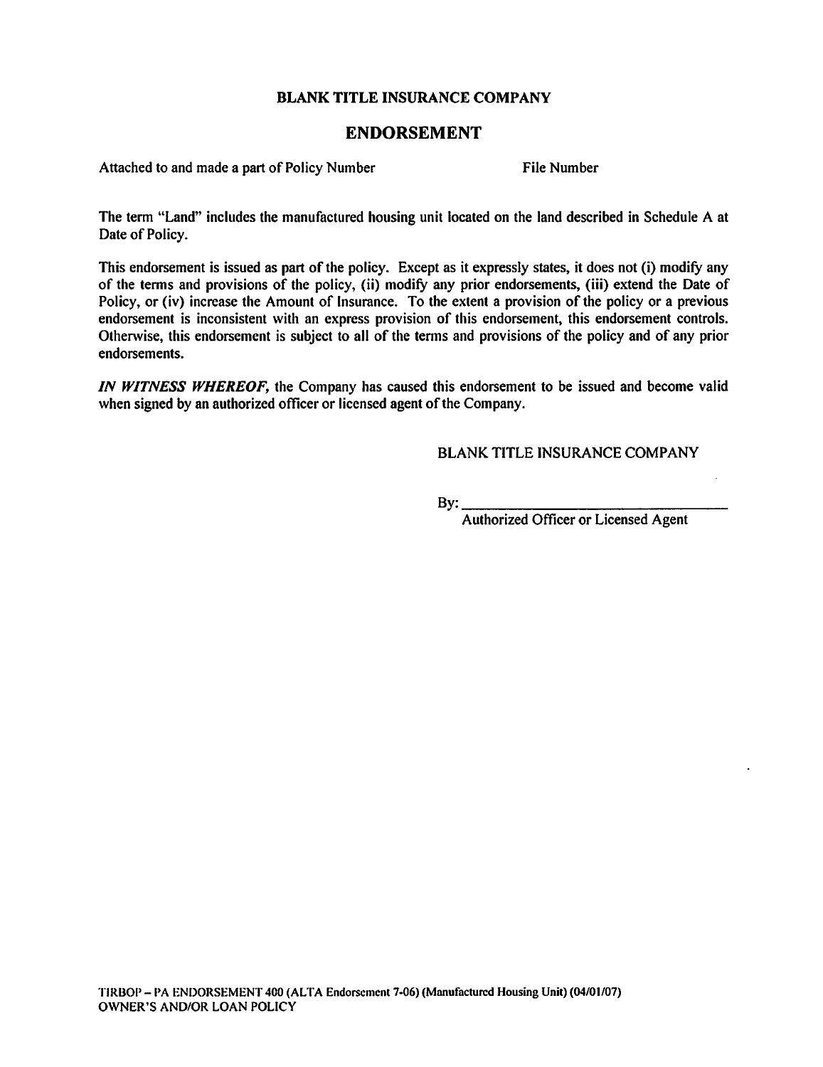**BLANK TITLE INSURANCE COMPANY**

## ENDORSEMENT

Attached to and made a part of Policy Number                File Number

The term "Land" includes the manufactured housing unit located on the land described in Schedule A at Date of Policy.

This endorsement is issued as part of the policy. Except as it expressly states, it does not (i) modify any of the terms and provisions of the policy, (ii) modify any prior endorsements, (iii) extend the Date of Policy, or (iv) increase the Amount of Insurance. To the extent a provision of the policy or a previous endorsement is inconsistent with an express provision of this endorsement, this endorsement controls. Otherwise, this endorsement is subject to all of the terms and provisions of the policy and of any prior endorsements.

***IN WITNESS WHEREOF,*** the Company has caused this endorsement to be issued and become valid when signed by an authorized officer or licensed agent of the Company.

BLANK TITLE INSURANCE COMPANY

By: ___________________________________
Authorized Officer or Licensed Agent

TIRBOP – PA ENDORSEMENT 400 (ALTA Endorsement 7-06) (Manufactured Housing Unit) (04/01/07)
OWNER'S AND/OR LOAN POLICY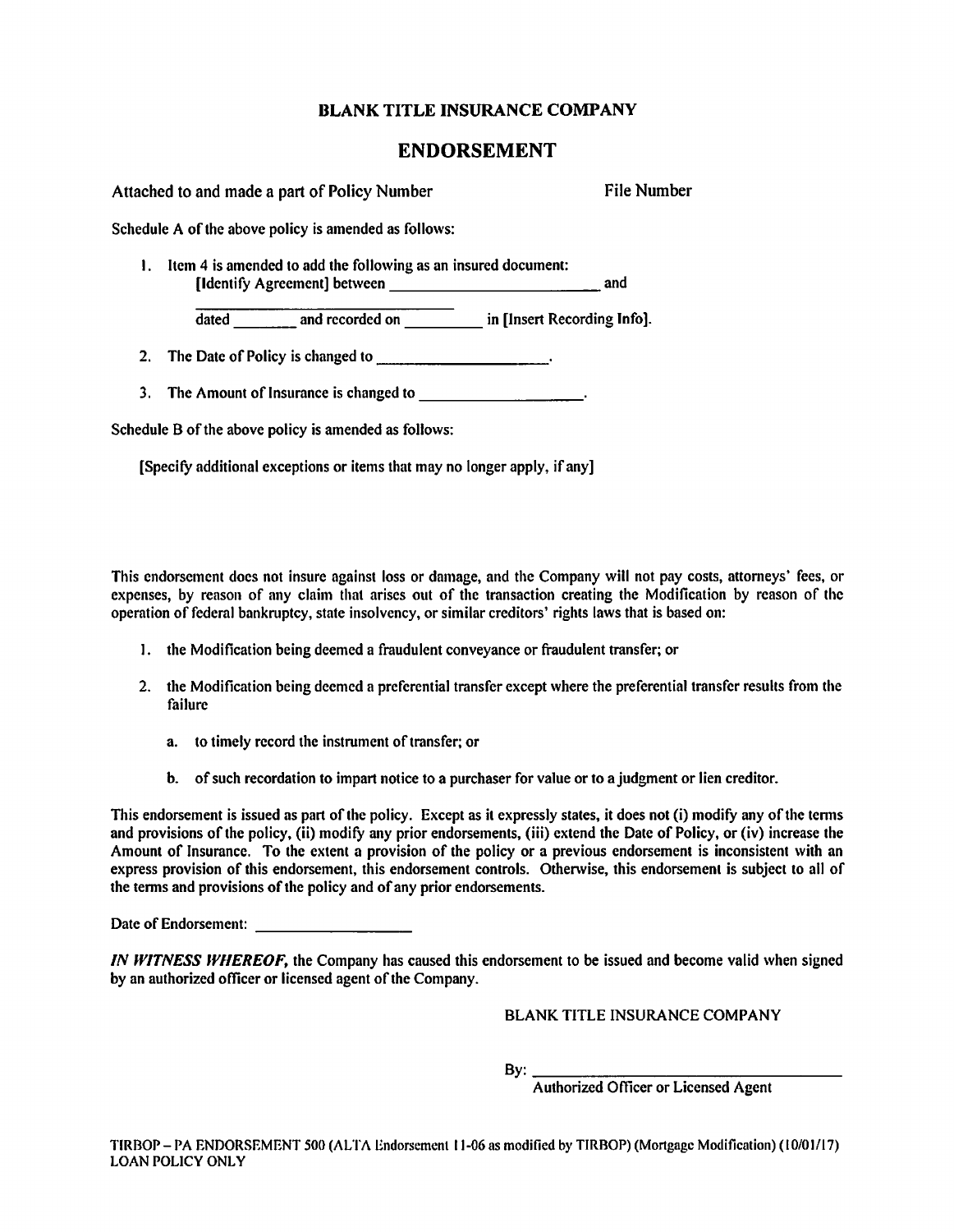**BLANK TITLE INSURANCE COMPANY**

## ENDORSEMENT

Attached to and made a part of Policy Number File Number

Schedule A of the above policy is amended as follows:

1. Item 4 is amended to add the following as an insured document:
   [Identify Agreement] between \_\_\_\_\_\_\_\_\_\_\_\_\_\_\_\_\_\_\_\_\_\_\_\_\_\_ and \_\_\_\_\_\_\_\_\_\_\_\_\_\_\_\_\_\_\_\_\_\_\_\_\_\_ dated \_\_\_\_\_\_\_\_ and recorded on \_\_\_\_\_\_\_\_\_\_ in [Insert Recording Info].

2. The Date of Policy is changed to \_\_\_\_\_\_\_\_\_\_\_\_\_\_\_\_\_\_\_\_\_.

3. The Amount of Insurance is changed to \_\_\_\_\_\_\_\_\_\_\_\_\_\_\_\_\_\_\_\_.

Schedule B of the above policy is amended as follows:

[Specify additional exceptions or items that may no longer apply, if any]

This endorsement does not insure against loss or damage, and the Company will not pay costs, attorneys' fees, or expenses, by reason of any claim that arises out of the transaction creating the Modification by reason of the operation of federal bankruptcy, state insolvency, or similar creditors' rights laws that is based on:

1. the Modification being deemed a fraudulent conveyance or fraudulent transfer; or

2. the Modification being deemed a preferential transfer except where the preferential transfer results from the failure

   a. to timely record the instrument of transfer; or

   b. of such recordation to impart notice to a purchaser for value or to a judgment or lien creditor.

This endorsement is issued as part of the policy. Except as it expressly states, it does not (i) modify any of the terms and provisions of the policy, (ii) modify any prior endorsements, (iii) extend the Date of Policy, or (iv) increase the Amount of Insurance. To the extent a provision of the policy or a previous endorsement is inconsistent with an express provision of this endorsement, this endorsement controls. Otherwise, this endorsement is subject to all of the terms and provisions of the policy and of any prior endorsements.

Date of Endorsement: \_\_\_\_\_\_\_\_\_\_\_\_\_\_\_\_\_\_\_\_

***IN WITNESS WHEREOF,*** the Company has caused this endorsement to be issued and become valid when signed by an authorized officer or licensed agent of the Company.

BLANK TITLE INSURANCE COMPANY

By: \_\_\_\_\_\_\_\_\_\_\_\_\_\_\_\_\_\_\_\_\_\_\_\_\_\_\_\_\_\_\_\_\_\_\_\_\_\_\_\_
Authorized Officer or Licensed Agent

TIRBOP – PA ENDORSEMENT 500 (ALTA Endorsement 11-06 as modified by TIRBOP) (Mortgage Modification) (10/01/17)
LOAN POLICY ONLY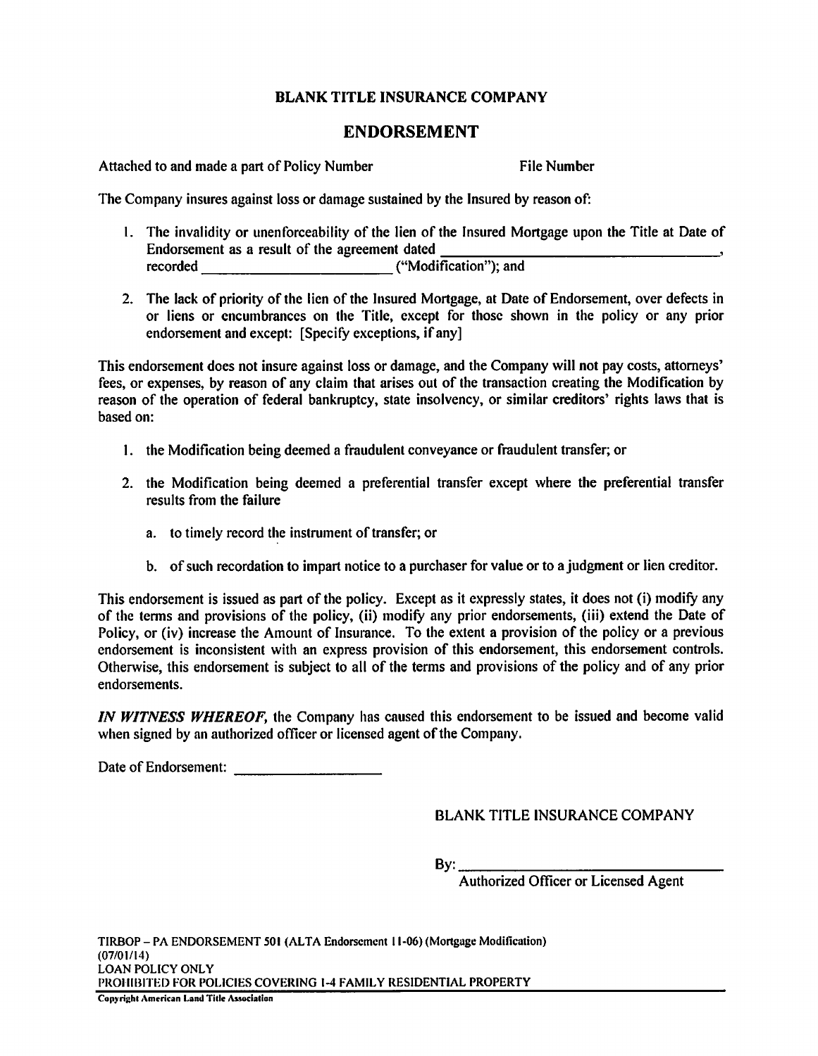**BLANK TITLE INSURANCE COMPANY**

# ENDORSEMENT

Attached to and made a part of Policy Number File Number

The Company insures against loss or damage sustained by the Insured by reason of:

1. The invalidity or unenforceability of the lien of the Insured Mortgage upon the Title at Date of Endorsement as a result of the agreement dated \_\_\_\_\_\_\_\_\_\_\_\_\_\_\_\_\_\_\_\_\_\_\_\_\_\_\_\_\_\_\_\_\_\_\_\_, recorded \_\_\_\_\_\_\_\_\_\_\_\_\_\_\_\_\_\_\_\_\_\_\_\_ ("Modification"); and

2. The lack of priority of the lien of the Insured Mortgage, at Date of Endorsement, over defects in or liens or encumbrances on the Title, except for those shown in the policy or any prior endorsement and except: [Specify exceptions, if any]

This endorsement does not insure against loss or damage, and the Company will not pay costs, attorneys' fees, or expenses, by reason of any claim that arises out of the transaction creating the Modification by reason of the operation of federal bankruptcy, state insolvency, or similar creditors' rights laws that is based on:

1. the Modification being deemed a fraudulent conveyance or fraudulent transfer; or

2. the Modification being deemed a preferential transfer except where the preferential transfer results from the failure

   a. to timely record the instrument of transfer; or

   b. of such recordation to impart notice to a purchaser for value or to a judgment or lien creditor.

This endorsement is issued as part of the policy. Except as it expressly states, it does not (i) modify any of the terms and provisions of the policy, (ii) modify any prior endorsements, (iii) extend the Date of Policy, or (iv) increase the Amount of Insurance. To the extent a provision of the policy or a previous endorsement is inconsistent with an express provision of this endorsement, this endorsement controls. Otherwise, this endorsement is subject to all of the terms and provisions of the policy and of any prior endorsements.

***IN WITNESS WHEREOF,*** the Company has caused this endorsement to be issued and become valid when signed by an authorized officer or licensed agent of the Company.

Date of Endorsement: \_\_\_\_\_\_\_\_\_\_\_\_\_\_\_\_\_\_\_\_

BLANK TITLE INSURANCE COMPANY

By: \_\_\_\_\_\_\_\_\_\_\_\_\_\_\_\_\_\_\_\_\_\_\_\_\_\_\_\_\_\_\_\_\_\_
Authorized Officer or Licensed Agent

TIRBOP – PA ENDORSEMENT 501 (ALTA Endorsement 11-06) (Mortgage Modification)
(07/01/14)
LOAN POLICY ONLY
PROHIBITED FOR POLICIES COVERING 1-4 FAMILY RESIDENTIAL PROPERTY

Copyright American Land Title Association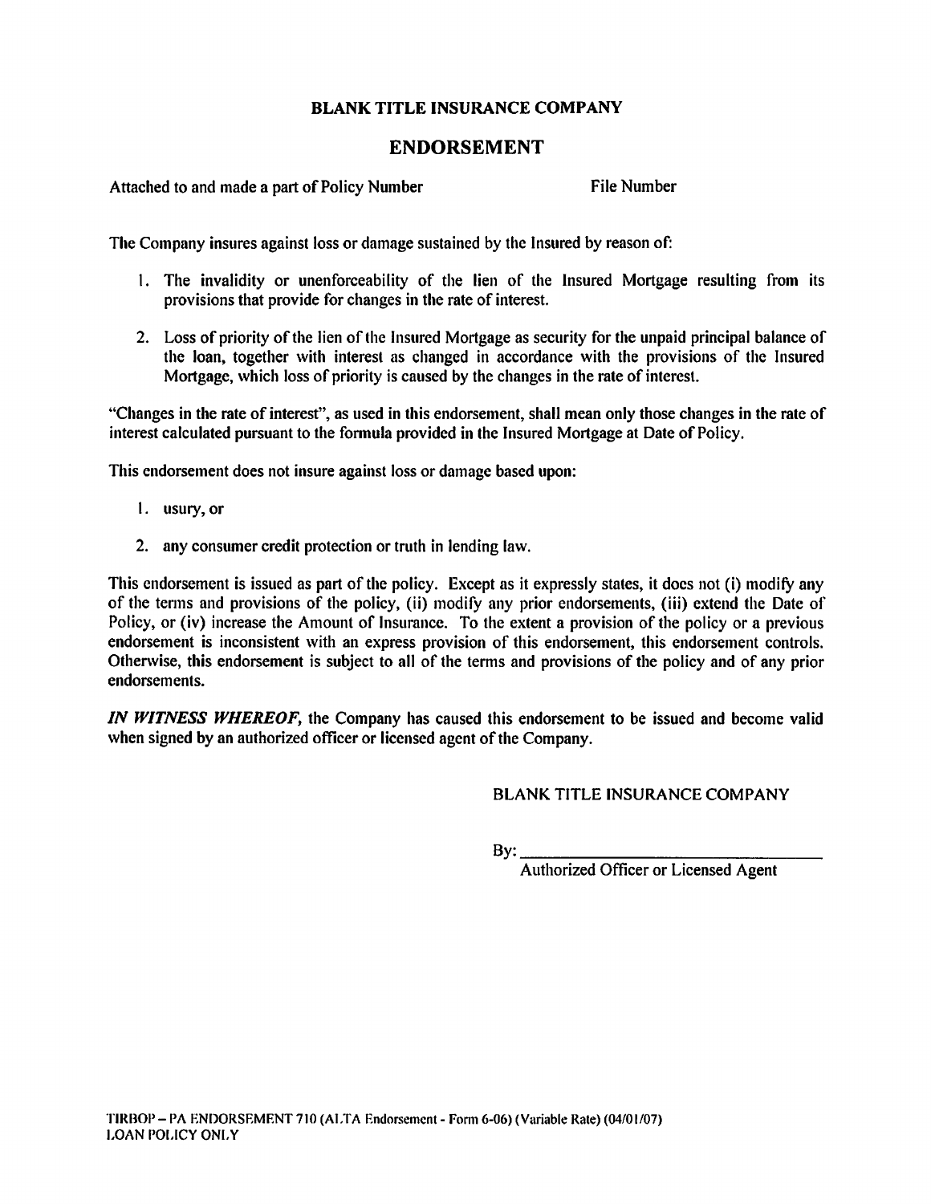**BLANK TITLE INSURANCE COMPANY**

## ENDORSEMENT

Attached to and made a part of Policy Number File Number

The Company insures against loss or damage sustained by the Insured by reason of:

1. The invalidity or unenforceability of the lien of the Insured Mortgage resulting from its provisions that provide for changes in the rate of interest.
2. Loss of priority of the lien of the Insured Mortgage as security for the unpaid principal balance of the loan, together with interest as changed in accordance with the provisions of the Insured Mortgage, which loss of priority is caused by the changes in the rate of interest.

"Changes in the rate of interest", as used in this endorsement, shall mean only those changes in the rate of interest calculated pursuant to the formula provided in the Insured Mortgage at Date of Policy.

This endorsement does not insure against loss or damage based upon:

1. usury, or
2. any consumer credit protection or truth in lending law.

This endorsement is issued as part of the policy. Except as it expressly states, it does not (i) modify any of the terms and provisions of the policy, (ii) modify any prior endorsements, (iii) extend the Date of Policy, or (iv) increase the Amount of Insurance. To the extent a provision of the policy or a previous endorsement is inconsistent with an express provision of this endorsement, this endorsement controls. Otherwise, this endorsement is subject to all of the terms and provisions of the policy and of any prior endorsements.

***IN WITNESS WHEREOF,*** the Company has caused this endorsement to be issued and become valid when signed by an authorized officer or licensed agent of the Company.

BLANK TITLE INSURANCE COMPANY

By: ___________________________________

Authorized Officer or Licensed Agent

TIRBOP – PA ENDORSEMENT 710 (ALTA Endorsement - Form 6-06) (Variable Rate) (04/01/07)
LOAN POLICY ONLY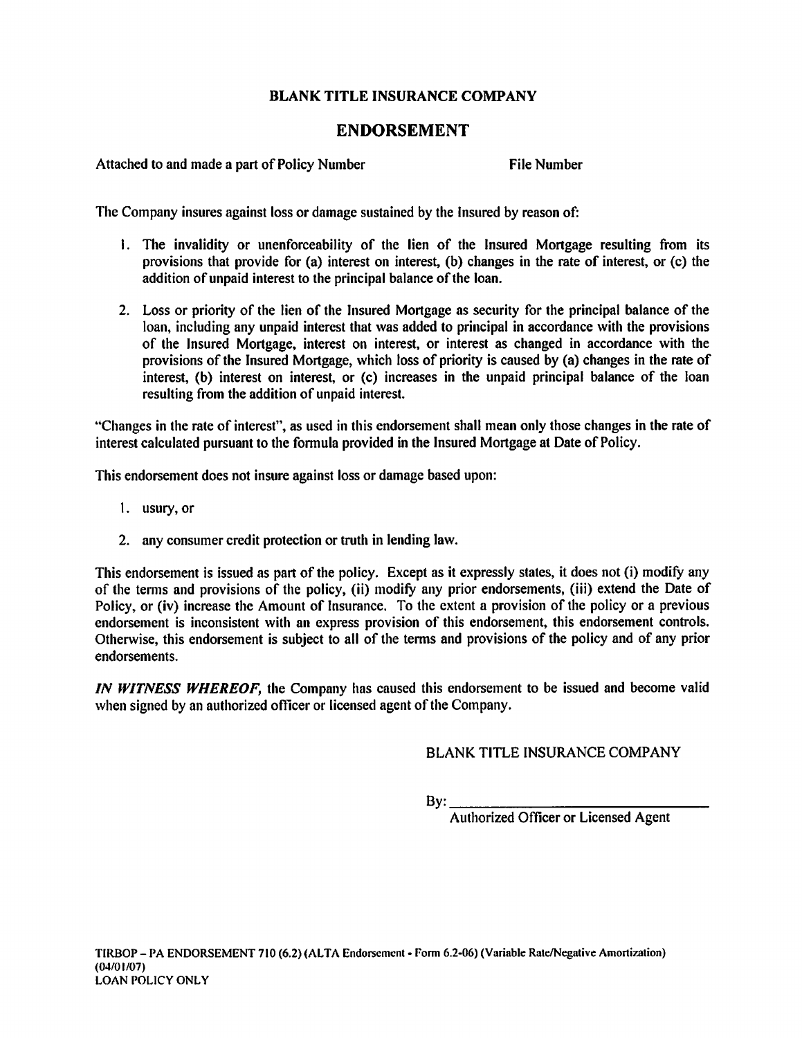**BLANK TITLE INSURANCE COMPANY**

## ENDORSEMENT

Attached to and made a part of Policy Number                    File Number

The Company insures against loss or damage sustained by the Insured by reason of:

1. The invalidity or unenforceability of the lien of the Insured Mortgage resulting from its provisions that provide for (a) interest on interest, (b) changes in the rate of interest, or (c) the addition of unpaid interest to the principal balance of the loan.

2. Loss or priority of the lien of the Insured Mortgage as security for the principal balance of the loan, including any unpaid interest that was added to principal in accordance with the provisions of the Insured Mortgage, interest on interest, or interest as changed in accordance with the provisions of the Insured Mortgage, which loss of priority is caused by (a) changes in the rate of interest, (b) interest on interest, or (c) increases in the unpaid principal balance of the loan resulting from the addition of unpaid interest.

"Changes in the rate of interest", as used in this endorsement shall mean only those changes in the rate of interest calculated pursuant to the formula provided in the Insured Mortgage at Date of Policy.

This endorsement does not insure against loss or damage based upon:

1. usury, or

2. any consumer credit protection or truth in lending law.

This endorsement is issued as part of the policy. Except as it expressly states, it does not (i) modify any of the terms and provisions of the policy, (ii) modify any prior endorsements, (iii) extend the Date of Policy, or (iv) increase the Amount of Insurance. To the extent a provision of the policy or a previous endorsement is inconsistent with an express provision of this endorsement, this endorsement controls. Otherwise, this endorsement is subject to all of the terms and provisions of the policy and of any prior endorsements.

***IN WITNESS WHEREOF,*** the Company has caused this endorsement to be issued and become valid when signed by an authorized officer or licensed agent of the Company.

BLANK TITLE INSURANCE COMPANY

By: ________________________________
Authorized Officer or Licensed Agent

**TIRBOP – PA ENDORSEMENT 710 (6.2) (ALTA Endorsement - Form 6.2-06) (Variable Rate/Negative Amortization) (04/01/07)**
**LOAN POLICY ONLY**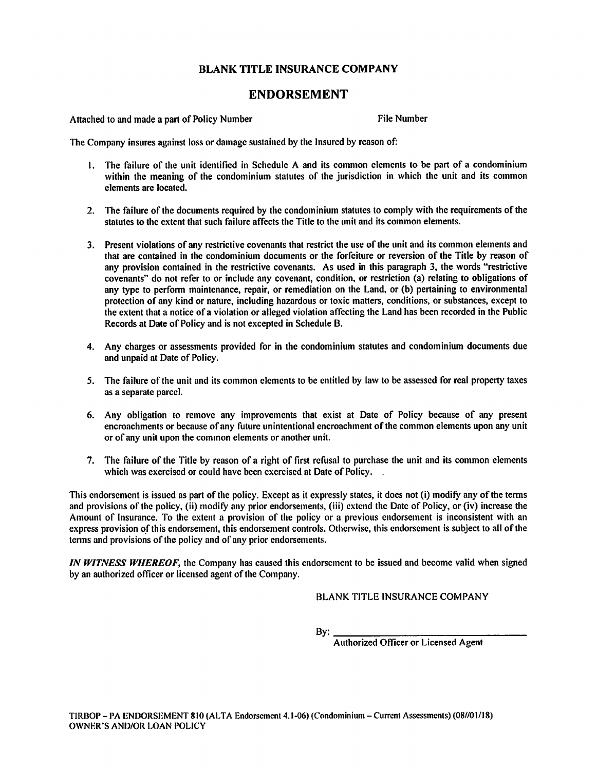# BLANK TITLE INSURANCE COMPANY

## ENDORSEMENT

Attached to and made a part of Policy Number File Number

The Company insures against loss or damage sustained by the Insured by reason of:

1. The failure of the unit identified in Schedule A and its common elements to be part of a condominium within the meaning of the condominium statutes of the jurisdiction in which the unit and its common elements are located.

2. The failure of the documents required by the condominium statutes to comply with the requirements of the statutes to the extent that such failure affects the Title to the unit and its common elements.

3. Present violations of any restrictive covenants that restrict the use of the unit and its common elements and that are contained in the condominium documents or the forfeiture or reversion of the Title by reason of any provision contained in the restrictive covenants. As used in this paragraph 3, the words "restrictive covenants" do not refer to or include any covenant, condition, or restriction (a) relating to obligations of any type to perform maintenance, repair, or remediation on the Land, or (b) pertaining to environmental protection of any kind or nature, including hazardous or toxic matters, conditions, or substances, except to the extent that a notice of a violation or alleged violation affecting the Land has been recorded in the Public Records at Date of Policy and is not excepted in Schedule B.

4. Any charges or assessments provided for in the condominium statutes and condominium documents due and unpaid at Date of Policy.

5. The failure of the unit and its common elements to be entitled by law to be assessed for real property taxes as a separate parcel.

6. Any obligation to remove any improvements that exist at Date of Policy because of any present encroachments or because of any future unintentional encroachment of the common elements upon any unit or of any unit upon the common elements or another unit.

7. The failure of the Title by reason of a right of first refusal to purchase the unit and its common elements which was exercised or could have been exercised at Date of Policy.

This endorsement is issued as part of the policy. Except as it expressly states, it does not (i) modify any of the terms and provisions of the policy, (ii) modify any prior endorsements, (iii) extend the Date of Policy, or (iv) increase the Amount of Insurance. To the extent a provision of the policy or a previous endorsement is inconsistent with an express provision of this endorsement, this endorsement controls. Otherwise, this endorsement is subject to all of the terms and provisions of the policy and of any prior endorsements.

***IN WITNESS WHEREOF,*** the Company has caused this endorsement to be issued and become valid when signed by an authorized officer or licensed agent of the Company.

BLANK TITLE INSURANCE COMPANY

By: ______________________________
Authorized Officer or Licensed Agent

TIRBOP – PA ENDORSEMENT 810 (ALTA Endorsement 4.1-06) (Condominium – Current Assessments) (08//01/18)
OWNER'S AND/OR LOAN POLICY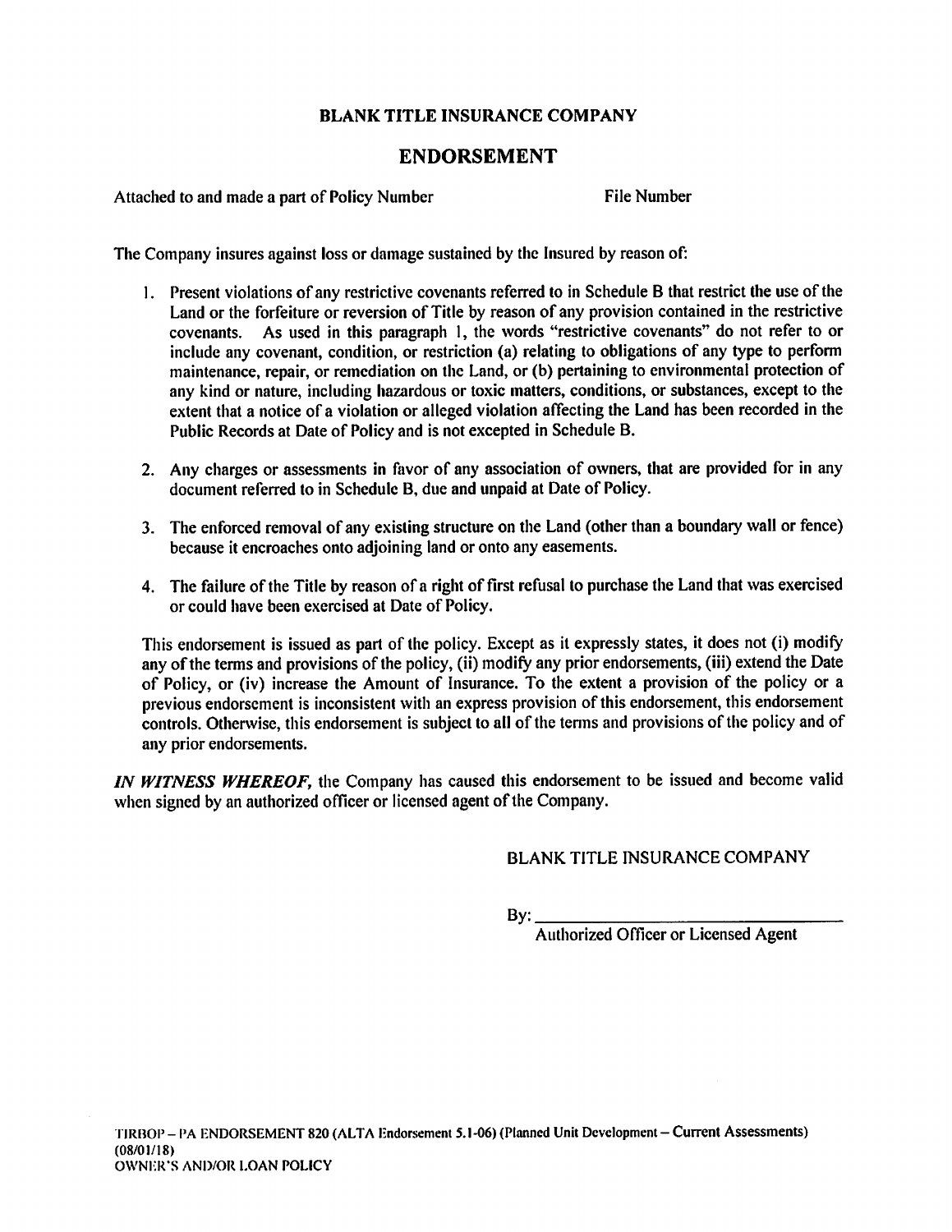## BLANK TITLE INSURANCE COMPANY

# ENDORSEMENT

Attached to and made a part of Policy Number File Number

The Company insures against loss or damage sustained by the Insured by reason of:

1. Present violations of any restrictive covenants referred to in Schedule B that restrict the use of the Land or the forfeiture or reversion of Title by reason of any provision contained in the restrictive covenants. As used in this paragraph 1, the words "restrictive covenants" do not refer to or include any covenant, condition, or restriction (a) relating to obligations of any type to perform maintenance, repair, or remediation on the Land, or (b) pertaining to environmental protection of any kind or nature, including hazardous or toxic matters, conditions, or substances, except to the extent that a notice of a violation or alleged violation affecting the Land has been recorded in the Public Records at Date of Policy and is not excepted in Schedule B.

2. Any charges or assessments in favor of any association of owners, that are provided for in any document referred to in Schedule B, due and unpaid at Date of Policy.

3. The enforced removal of any existing structure on the Land (other than a boundary wall or fence) because it encroaches onto adjoining land or onto any easements.

4. The failure of the Title by reason of a right of first refusal to purchase the Land that was exercised or could have been exercised at Date of Policy.

This endorsement is issued as part of the policy. Except as it expressly states, it does not (i) modify any of the terms and provisions of the policy, (ii) modify any prior endorsements, (iii) extend the Date of Policy, or (iv) increase the Amount of Insurance. To the extent a provision of the policy or a previous endorsement is inconsistent with an express provision of this endorsement, this endorsement controls. Otherwise, this endorsement is subject to all of the terms and provisions of the policy and of any prior endorsements.

***IN WITNESS WHEREOF,*** the Company has caused this endorsement to be issued and become valid when signed by an authorized officer or licensed agent of the Company.

BLANK TITLE INSURANCE COMPANY

By: ___________________________________
Authorized Officer or Licensed Agent

TIRBOP – PA ENDORSEMENT 820 (ALTA Endorsement 5.1-06) (Planned Unit Development – Current Assessments) (08/01/18)
OWNER'S AND/OR LOAN POLICY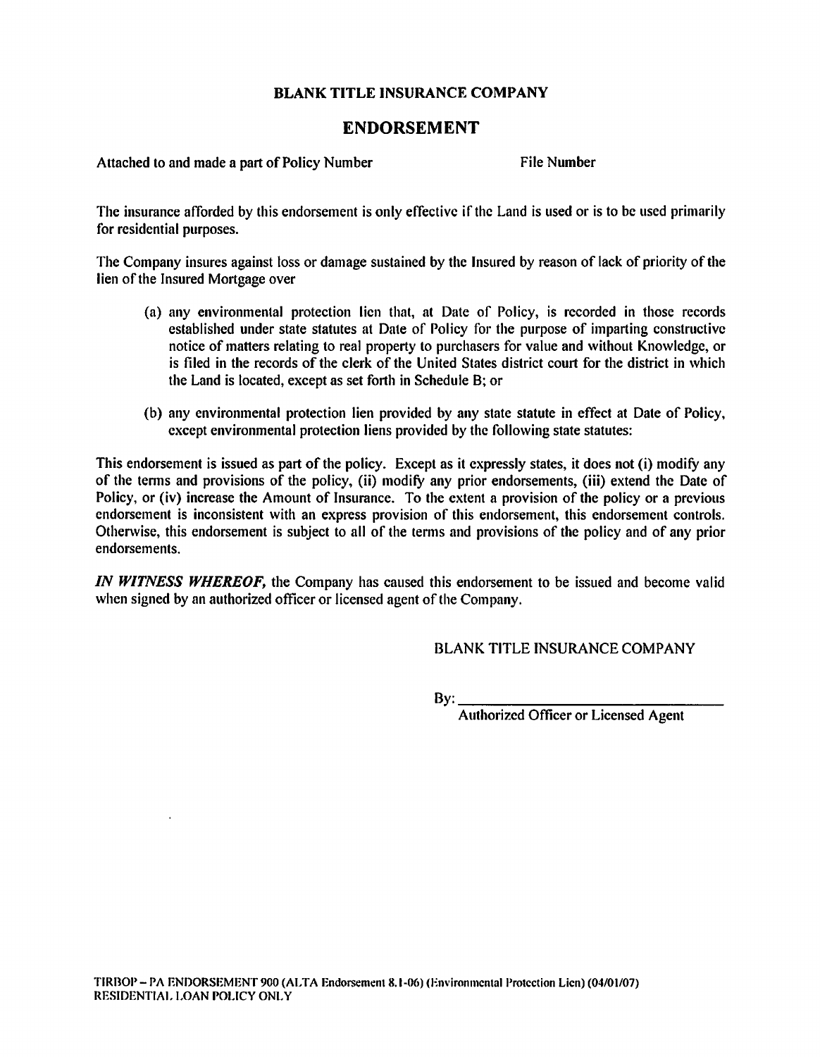**BLANK TITLE INSURANCE COMPANY**

## ENDORSEMENT

Attached to and made a part of Policy Number File Number

The insurance afforded by this endorsement is only effective if the Land is used or is to be used primarily for residential purposes.

The Company insures against loss or damage sustained by the Insured by reason of lack of priority of the lien of the Insured Mortgage over

(a) any environmental protection lien that, at Date of Policy, is recorded in those records established under state statutes at Date of Policy for the purpose of imparting constructive notice of matters relating to real property to purchasers for value and without Knowledge, or is filed in the records of the clerk of the United States district court for the district in which the Land is located, except as set forth in Schedule B; or

(b) any environmental protection lien provided by any state statute in effect at Date of Policy, except environmental protection liens provided by the following state statutes:

This endorsement is issued as part of the policy. Except as it expressly states, it does not (i) modify any of the terms and provisions of the policy, (ii) modify any prior endorsements, (iii) extend the Date of Policy, or (iv) increase the Amount of Insurance. To the extent a provision of the policy or a previous endorsement is inconsistent with an express provision of this endorsement, this endorsement controls. Otherwise, this endorsement is subject to all of the terms and provisions of the policy and of any prior endorsements.

***IN WITNESS WHEREOF,*** the Company has caused this endorsement to be issued and become valid when signed by an authorized officer or licensed agent of the Company.

BLANK TITLE INSURANCE COMPANY

By: ___________________________________
Authorized Officer or Licensed Agent

TIRBOP – PA ENDORSEMENT 900 (ALTA Endorsement 8.1-06) (Environmental Protection Lien) (04/01/07)
RESIDENTIAL LOAN POLICY ONLY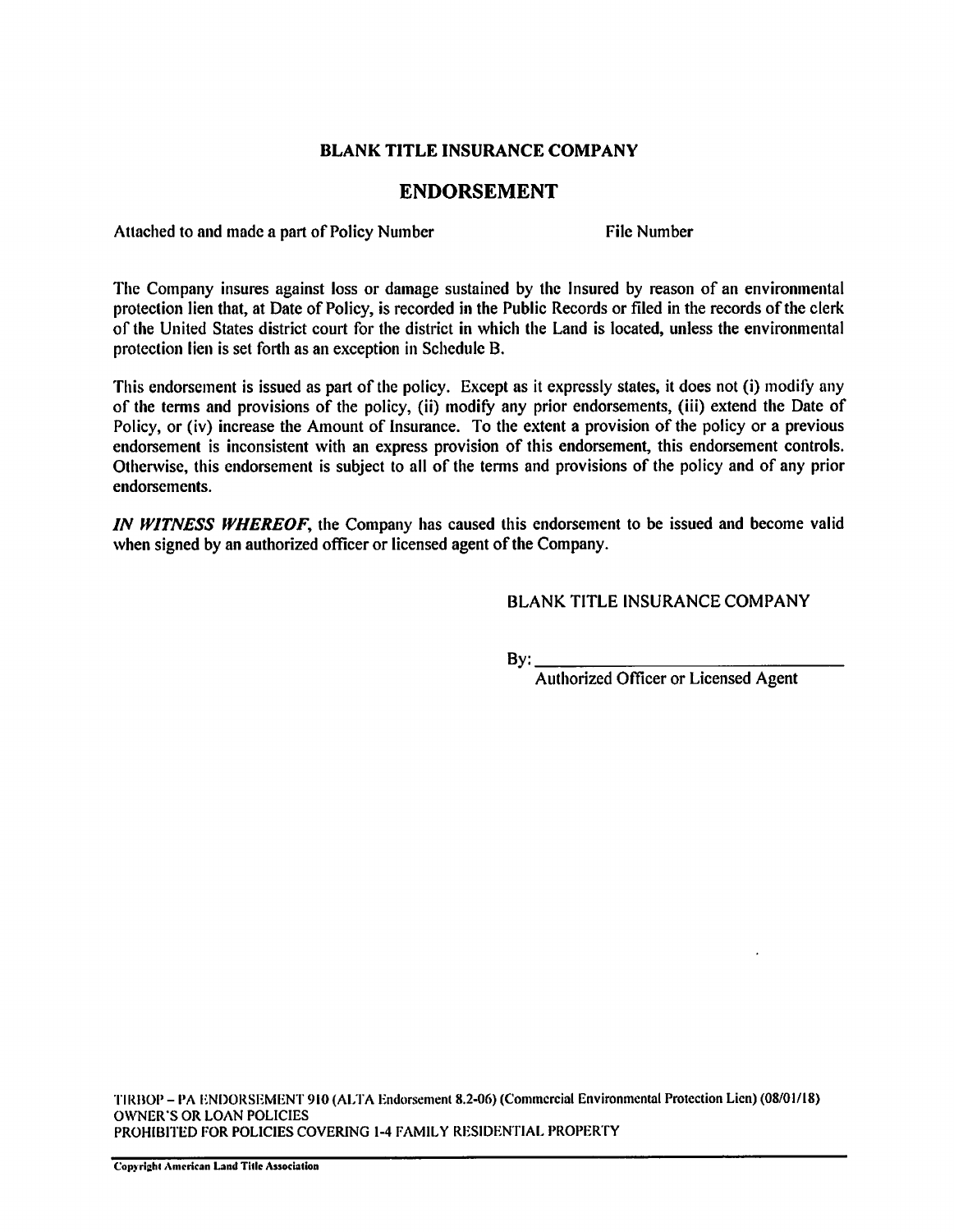**BLANK TITLE INSURANCE COMPANY**

## ENDORSEMENT

Attached to and made a part of Policy Number File Number

The Company insures against loss or damage sustained by the Insured by reason of an environmental protection lien that, at Date of Policy, is recorded in the Public Records or filed in the records of the clerk of the United States district court for the district in which the Land is located, unless the environmental protection lien is set forth as an exception in Schedule B.

This endorsement is issued as part of the policy. Except as it expressly states, it does not (i) modify any of the terms and provisions of the policy, (ii) modify any prior endorsements, (iii) extend the Date of Policy, or (iv) increase the Amount of Insurance. To the extent a provision of the policy or a previous endorsement is inconsistent with an express provision of this endorsement, this endorsement controls. Otherwise, this endorsement is subject to all of the terms and provisions of the policy and of any prior endorsements.

***IN WITNESS WHEREOF***, the Company has caused this endorsement to be issued and become valid when signed by an authorized officer or licensed agent of the Company.

BLANK TITLE INSURANCE COMPANY

By: ___________________________________
Authorized Officer or Licensed Agent

TIRBOP – PA ENDORSEMENT 910 (ALTA Endorsement 8.2-06) (Commercial Environmental Protection Lien) (08/01/18)
OWNER'S OR LOAN POLICIES
PROHIBITED FOR POLICIES COVERING 1-4 FAMILY RESIDENTIAL PROPERTY

**Copyright American Land Title Association**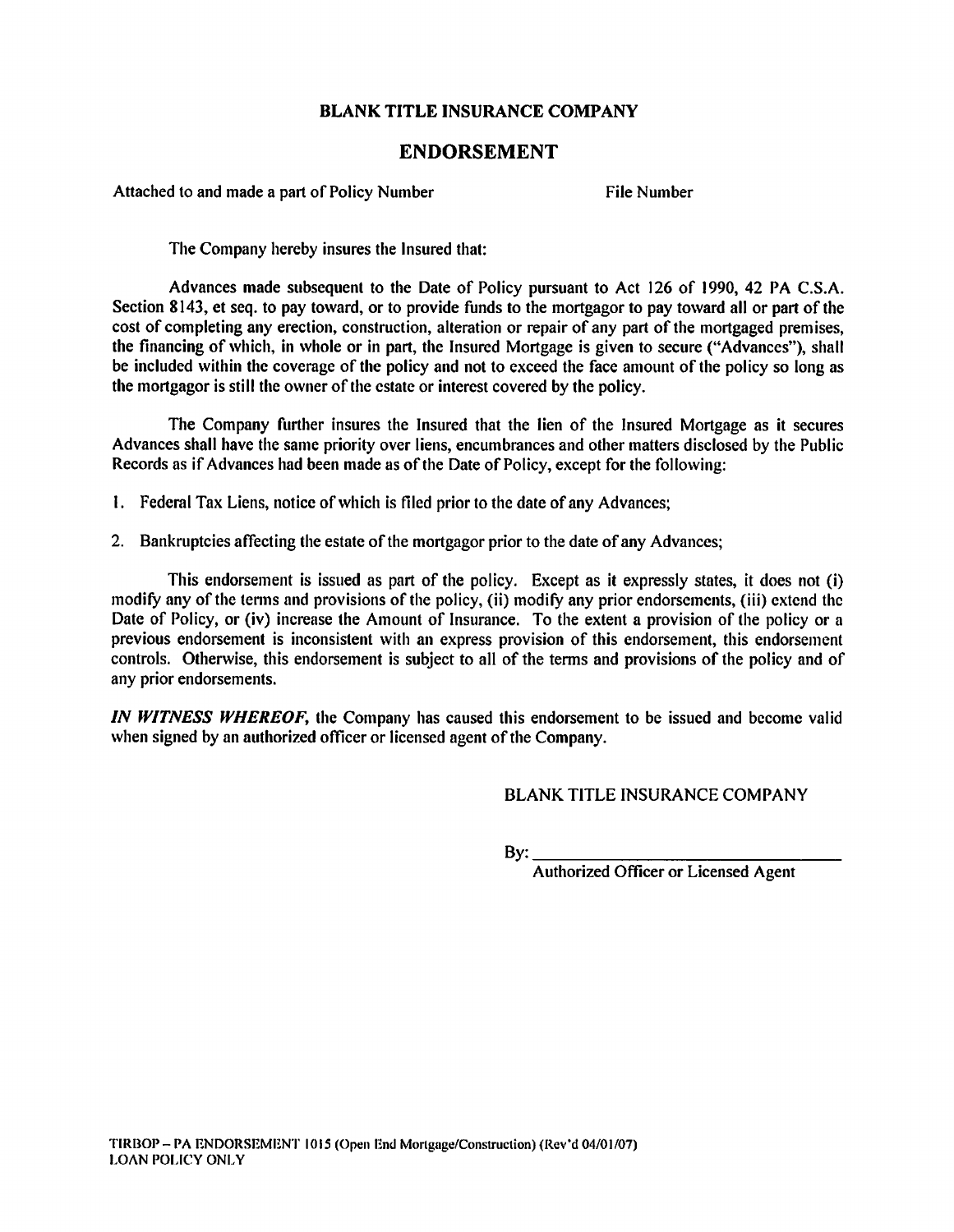**BLANK TITLE INSURANCE COMPANY**

## ENDORSEMENT

Attached to and made a part of Policy Number File Number

The Company hereby insures the Insured that:

Advances made subsequent to the Date of Policy pursuant to Act 126 of 1990, 42 PA C.S.A. Section 8143, et seq. to pay toward, or to provide funds to the mortgagor to pay toward all or part of the cost of completing any erection, construction, alteration or repair of any part of the mortgaged premises, the financing of which, in whole or in part, the Insured Mortgage is given to secure ("Advances"), shall be included within the coverage of the policy and not to exceed the face amount of the policy so long as the mortgagor is still the owner of the estate or interest covered by the policy.

The Company further insures the Insured that the lien of the Insured Mortgage as it secures Advances shall have the same priority over liens, encumbrances and other matters disclosed by the Public Records as if Advances had been made as of the Date of Policy, except for the following:

1. Federal Tax Liens, notice of which is filed prior to the date of any Advances;
2. Bankruptcies affecting the estate of the mortgagor prior to the date of any Advances;

This endorsement is issued as part of the policy. Except as it expressly states, it does not (i) modify any of the terms and provisions of the policy, (ii) modify any prior endorsements, (iii) extend the Date of Policy, or (iv) increase the Amount of Insurance. To the extent a provision of the policy or a previous endorsement is inconsistent with an express provision of this endorsement, this endorsement controls. Otherwise, this endorsement is subject to all of the terms and provisions of the policy and of any prior endorsements.

***IN WITNESS WHEREOF,*** the Company has caused this endorsement to be issued and become valid when signed by an authorized officer or licensed agent of the Company.

BLANK TITLE INSURANCE COMPANY

By: ___________________________________

Authorized Officer or Licensed Agent

TIRBOP – PA ENDORSEMENT 1015 (Open End Mortgage/Construction) (Rev'd 04/01/07)
LOAN POLICY ONLY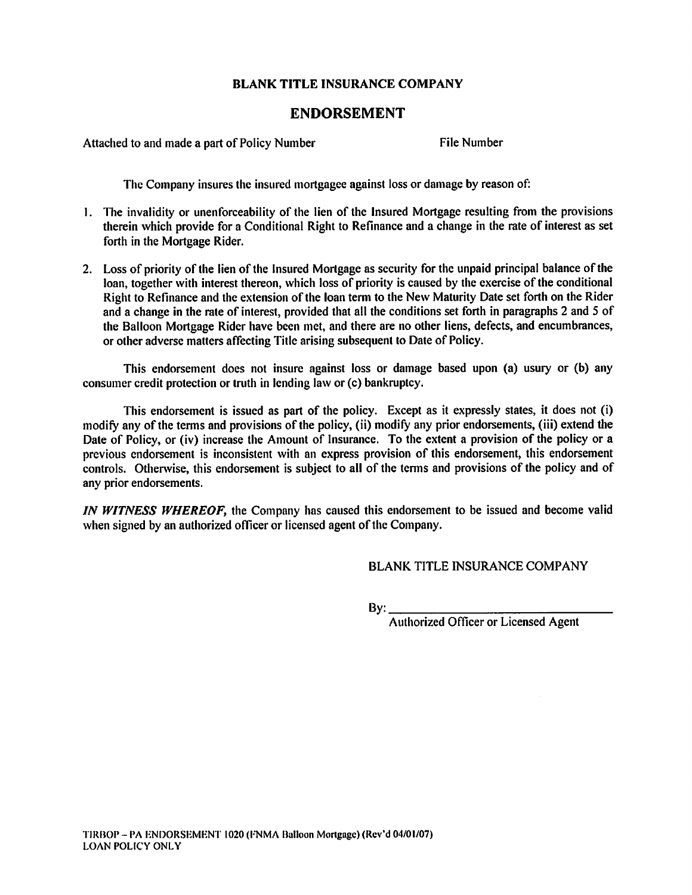**BLANK TITLE INSURANCE COMPANY**

## ENDORSEMENT

Attached to and made a part of Policy Number File Number

The Company insures the insured mortgagee against loss or damage by reason of:

1. The invalidity or unenforceability of the lien of the Insured Mortgage resulting from the provisions therein which provide for a Conditional Right to Refinance and a change in the rate of interest as set forth in the Mortgage Rider.

2. Loss of priority of the lien of the Insured Mortgage as security for the unpaid principal balance of the loan, together with interest thereon, which loss of priority is caused by the exercise of the conditional Right to Refinance and the extension of the loan term to the New Maturity Date set forth on the Rider and a change in the rate of interest, provided that all the conditions set forth in paragraphs 2 and 5 of the Balloon Mortgage Rider have been met, and there are no other liens, defects, and encumbrances, or other adverse matters affecting Title arising subsequent to Date of Policy.

This endorsement does not insure against loss or damage based upon (a) usury or (b) any consumer credit protection or truth in lending law or (c) bankruptcy.

This endorsement is issued as part of the policy. Except as it expressly states, it does not (i) modify any of the terms and provisions of the policy, (ii) modify any prior endorsements, (iii) extend the Date of Policy, or (iv) increase the Amount of Insurance. To the extent a provision of the policy or a previous endorsement is inconsistent with an express provision of this endorsement, this endorsement controls. Otherwise, this endorsement is subject to all of the terms and provisions of the policy and of any prior endorsements.

***IN WITNESS WHEREOF,*** the Company has caused this endorsement to be issued and become valid when signed by an authorized officer or licensed agent of the Company.

BLANK TITLE INSURANCE COMPANY

By: ______________________________
Authorized Officer or Licensed Agent

TIRBOP – PA ENDORSEMENT 1020 (FNMA Balloon Mortgage) (Rev'd 04/01/07)
LOAN POLICY ONLY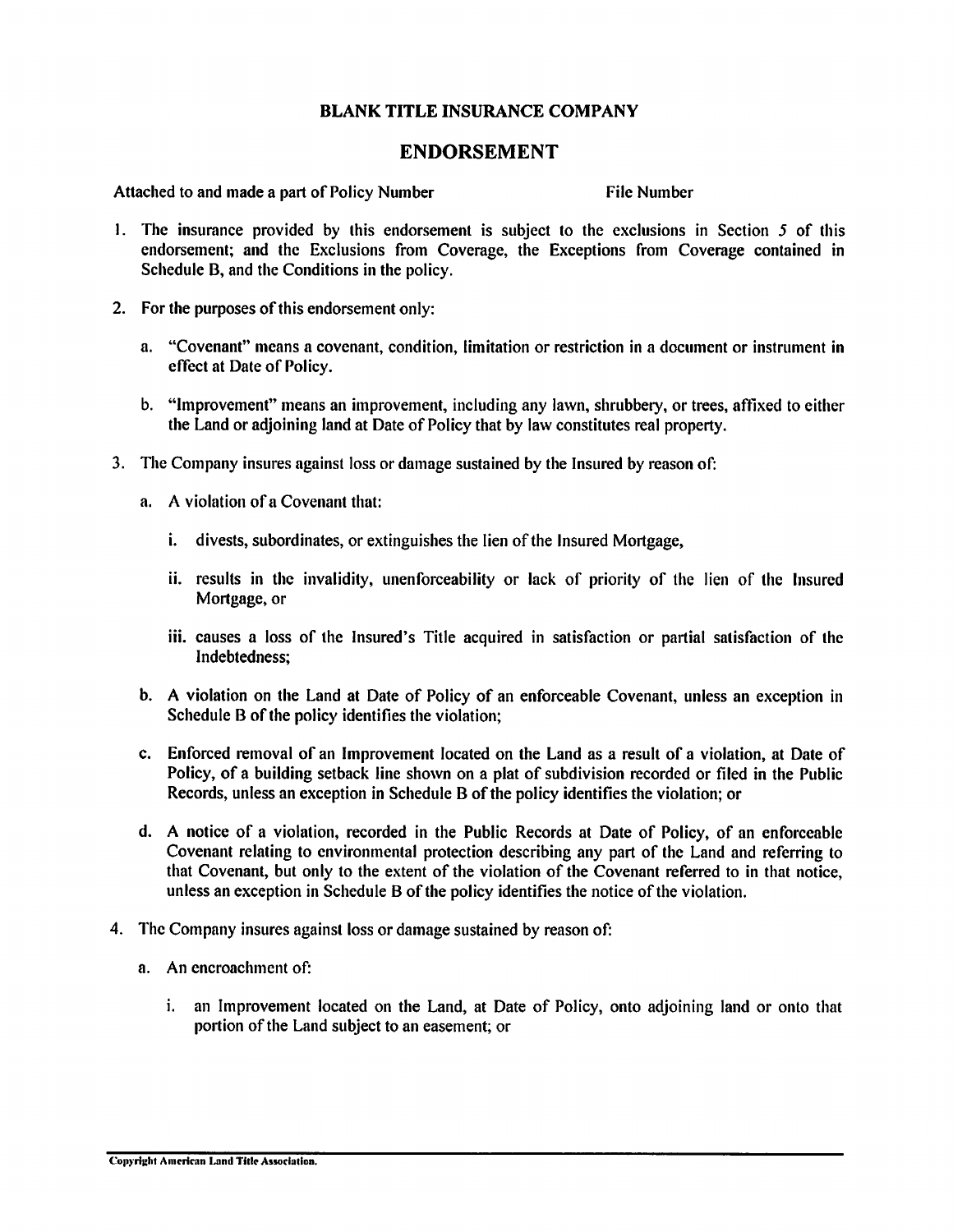**BLANK TITLE INSURANCE COMPANY**

## ENDORSEMENT

Attached to and made a part of Policy Number File Number

1. The insurance provided by this endorsement is subject to the exclusions in Section 5 of this endorsement; and the Exclusions from Coverage, the Exceptions from Coverage contained in Schedule B, and the Conditions in the policy.

2. For the purposes of this endorsement only:

   a. "Covenant" means a covenant, condition, limitation or restriction in a document or instrument in effect at Date of Policy.

   b. "Improvement" means an improvement, including any lawn, shrubbery, or trees, affixed to either the Land or adjoining land at Date of Policy that by law constitutes real property.

3. The Company insures against loss or damage sustained by the Insured by reason of:

   a. A violation of a Covenant that:

      i. divests, subordinates, or extinguishes the lien of the Insured Mortgage,

      ii. results in the invalidity, unenforceability or lack of priority of the lien of the Insured Mortgage, or

      iii. causes a loss of the Insured's Title acquired in satisfaction or partial satisfaction of the Indebtedness;

   b. A violation on the Land at Date of Policy of an enforceable Covenant, unless an exception in Schedule B of the policy identifies the violation;

   c. Enforced removal of an Improvement located on the Land as a result of a violation, at Date of Policy, of a building setback line shown on a plat of subdivision recorded or filed in the Public Records, unless an exception in Schedule B of the policy identifies the violation; or

   d. A notice of a violation, recorded in the Public Records at Date of Policy, of an enforceable Covenant relating to environmental protection describing any part of the Land and referring to that Covenant, but only to the extent of the violation of the Covenant referred to in that notice, unless an exception in Schedule B of the policy identifies the notice of the violation.

4. The Company insures against loss or damage sustained by reason of:

   a. An encroachment of:

      i. an Improvement located on the Land, at Date of Policy, onto adjoining land or onto that portion of the Land subject to an easement; or

Copyright American Land Title Association.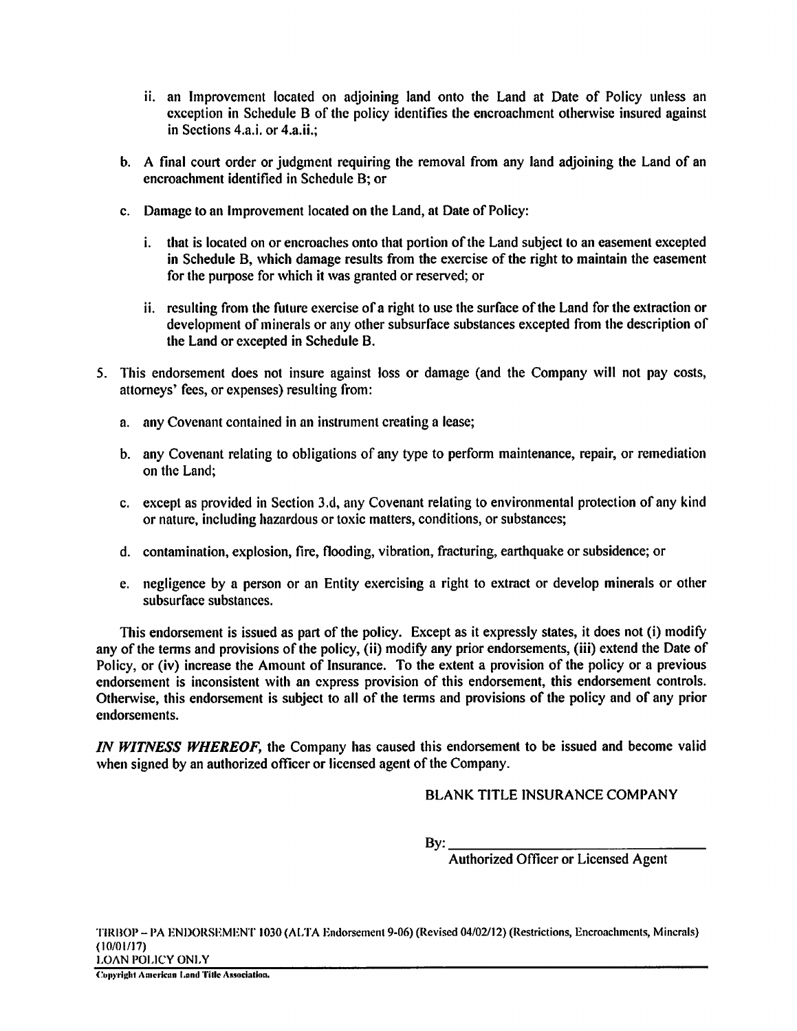ii. an Improvement located on adjoining land onto the Land at Date of Policy unless an exception in Schedule B of the policy identifies the encroachment otherwise insured against in Sections 4.a.i. or 4.a.ii.;

b. A final court order or judgment requiring the removal from any land adjoining the Land of an encroachment identified in Schedule B; or

c. Damage to an Improvement located on the Land, at Date of Policy:

   i. that is located on or encroaches onto that portion of the Land subject to an easement excepted in Schedule B, which damage results from the exercise of the right to maintain the easement for the purpose for which it was granted or reserved; or

   ii. resulting from the future exercise of a right to use the surface of the Land for the extraction or development of minerals or any other subsurface substances excepted from the description of the Land or excepted in Schedule B.

5. This endorsement does not insure against loss or damage (and the Company will not pay costs, attorneys' fees, or expenses) resulting from:

   a. any Covenant contained in an instrument creating a lease;

   b. any Covenant relating to obligations of any type to perform maintenance, repair, or remediation on the Land;

   c. except as provided in Section 3.d, any Covenant relating to environmental protection of any kind or nature, including hazardous or toxic matters, conditions, or substances;

   d. contamination, explosion, fire, flooding, vibration, fracturing, earthquake or subsidence; or

   e. negligence by a person or an Entity exercising a right to extract or develop minerals or other subsurface substances.

This endorsement is issued as part of the policy. Except as it expressly states, it does not (i) modify any of the terms and provisions of the policy, (ii) modify any prior endorsements, (iii) extend the Date of Policy, or (iv) increase the Amount of Insurance. To the extent a provision of the policy or a previous endorsement is inconsistent with an express provision of this endorsement, this endorsement controls. Otherwise, this endorsement is subject to all of the terms and provisions of the policy and of any prior endorsements.

***IN WITNESS WHEREOF,*** the Company has caused this endorsement to be issued and become valid when signed by an authorized officer or licensed agent of the Company.

BLANK TITLE INSURANCE COMPANY

By: ___________________________________

Authorized Officer or Licensed Agent

TIRBOP – PA ENDORSEMENT 1030 (ALTA Endorsement 9-06) (Revised 04/02/12) (Restrictions, Encroachments, Minerals) (10/01/17)
LOAN POLICY ONLY

Copyright American Land Title Association.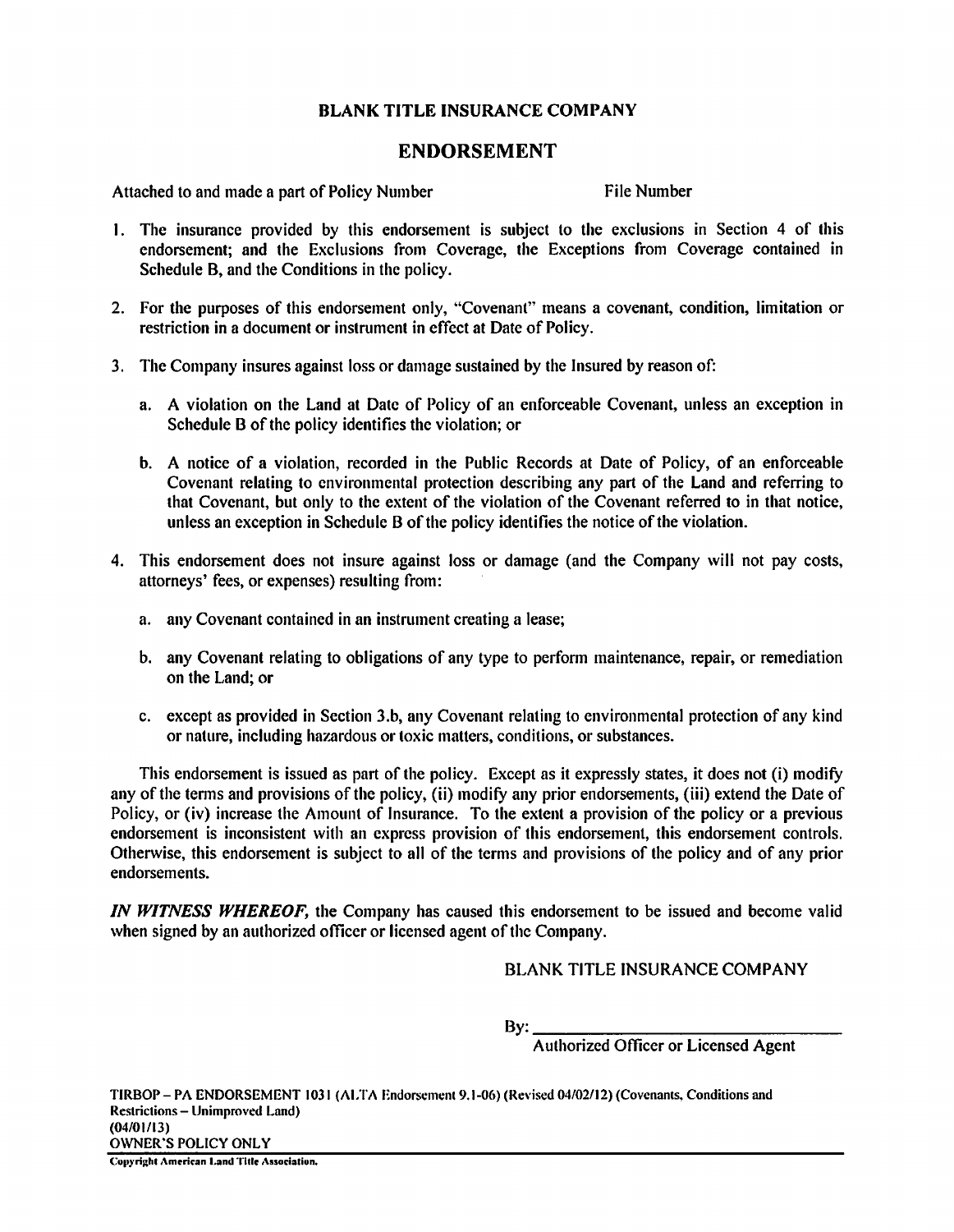**BLANK TITLE INSURANCE COMPANY**

## ENDORSEMENT

Attached to and made a part of Policy Number File Number

1. The insurance provided by this endorsement is subject to the exclusions in Section 4 of this endorsement; and the Exclusions from Coverage, the Exceptions from Coverage contained in Schedule B, and the Conditions in the policy.

2. For the purposes of this endorsement only, "Covenant" means a covenant, condition, limitation or restriction in a document or instrument in effect at Date of Policy.

3. The Company insures against loss or damage sustained by the Insured by reason of:

   a. A violation on the Land at Date of Policy of an enforceable Covenant, unless an exception in Schedule B of the policy identifies the violation; or

   b. A notice of a violation, recorded in the Public Records at Date of Policy, of an enforceable Covenant relating to environmental protection describing any part of the Land and referring to that Covenant, but only to the extent of the violation of the Covenant referred to in that notice, unless an exception in Schedule B of the policy identifies the notice of the violation.

4. This endorsement does not insure against loss or damage (and the Company will not pay costs, attorneys' fees, or expenses) resulting from:

   a. any Covenant contained in an instrument creating a lease;

   b. any Covenant relating to obligations of any type to perform maintenance, repair, or remediation on the Land; or

   c. except as provided in Section 3.b, any Covenant relating to environmental protection of any kind or nature, including hazardous or toxic matters, conditions, or substances.

This endorsement is issued as part of the policy. Except as it expressly states, it does not (i) modify any of the terms and provisions of the policy, (ii) modify any prior endorsements, (iii) extend the Date of Policy, or (iv) increase the Amount of Insurance. To the extent a provision of the policy or a previous endorsement is inconsistent with an express provision of this endorsement, this endorsement controls. Otherwise, this endorsement is subject to all of the terms and provisions of the policy and of any prior endorsements.

***IN WITNESS WHEREOF,*** the Company has caused this endorsement to be issued and become valid when signed by an authorized officer or licensed agent of the Company.

BLANK TITLE INSURANCE COMPANY

By: ________________________________

Authorized Officer or Licensed Agent

TIRBOP – PA ENDORSEMENT 1031 (ALTA Endorsement 9.1-06) (Revised 04/02/12) (Covenants, Conditions and Restrictions – Unimproved Land)
(04/01/13)
OWNER'S POLICY ONLY

Copyright American Land Title Association.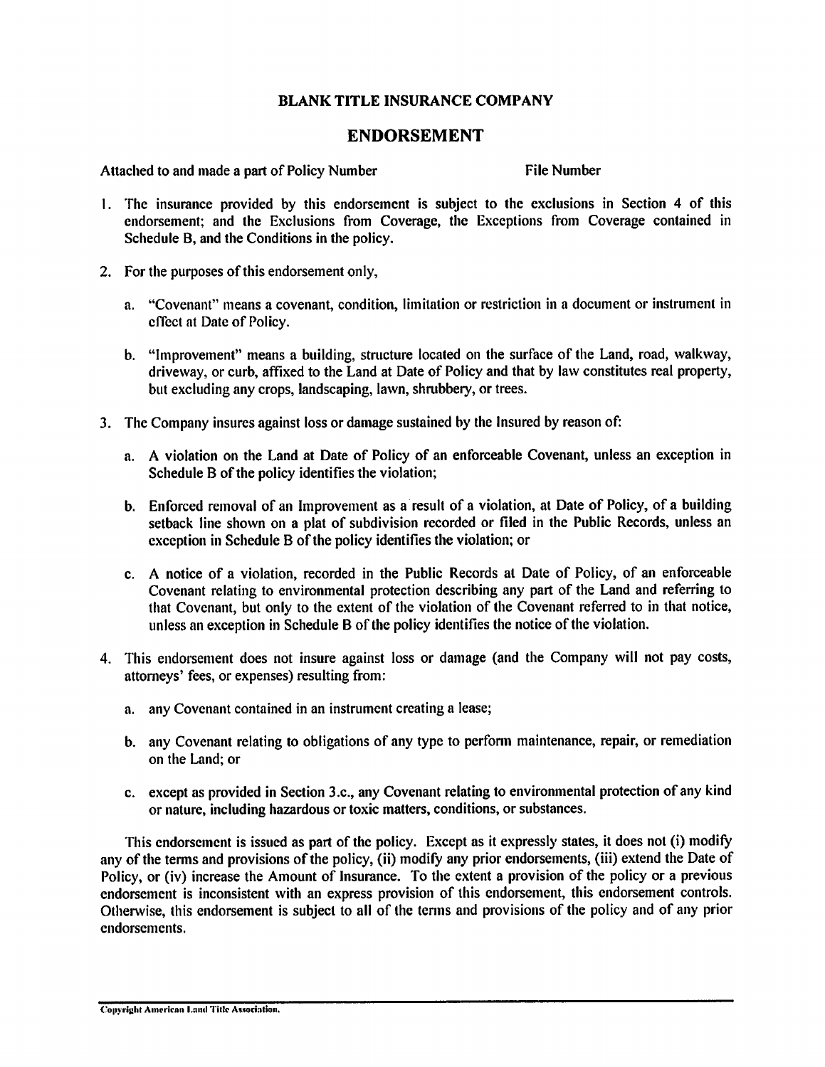**BLANK TITLE INSURANCE COMPANY**

## ENDORSEMENT

Attached to and made a part of Policy Number File Number

1. The insurance provided by this endorsement is subject to the exclusions in Section 4 of this endorsement; and the Exclusions from Coverage, the Exceptions from Coverage contained in Schedule B, and the Conditions in the policy.

2. For the purposes of this endorsement only,

   a. "Covenant" means a covenant, condition, limitation or restriction in a document or instrument in effect at Date of Policy.

   b. "Improvement" means a building, structure located on the surface of the Land, road, walkway, driveway, or curb, affixed to the Land at Date of Policy and that by law constitutes real property, but excluding any crops, landscaping, lawn, shrubbery, or trees.

3. The Company insures against loss or damage sustained by the Insured by reason of:

   a. A violation on the Land at Date of Policy of an enforceable Covenant, unless an exception in Schedule B of the policy identifies the violation;

   b. Enforced removal of an Improvement as a result of a violation, at Date of Policy, of a building setback line shown on a plat of subdivision recorded or filed in the Public Records, unless an exception in Schedule B of the policy identifies the violation; or

   c. A notice of a violation, recorded in the Public Records at Date of Policy, of an enforceable Covenant relating to environmental protection describing any part of the Land and referring to that Covenant, but only to the extent of the violation of the Covenant referred to in that notice, unless an exception in Schedule B of the policy identifies the notice of the violation.

4. This endorsement does not insure against loss or damage (and the Company will not pay costs, attorneys' fees, or expenses) resulting from:

   a. any Covenant contained in an instrument creating a lease;

   b. any Covenant relating to obligations of any type to perform maintenance, repair, or remediation on the Land; or

   c. except as provided in Section 3.c., any Covenant relating to environmental protection of any kind or nature, including hazardous or toxic matters, conditions, or substances.

This endorsement is issued as part of the policy. Except as it expressly states, it does not (i) modify any of the terms and provisions of the policy, (ii) modify any prior endorsements, (iii) extend the Date of Policy, or (iv) increase the Amount of Insurance. To the extent a provision of the policy or a previous endorsement is inconsistent with an express provision of this endorsement, this endorsement controls. Otherwise, this endorsement is subject to all of the terms and provisions of the policy and of any prior endorsements.

Copyright American Land Title Association.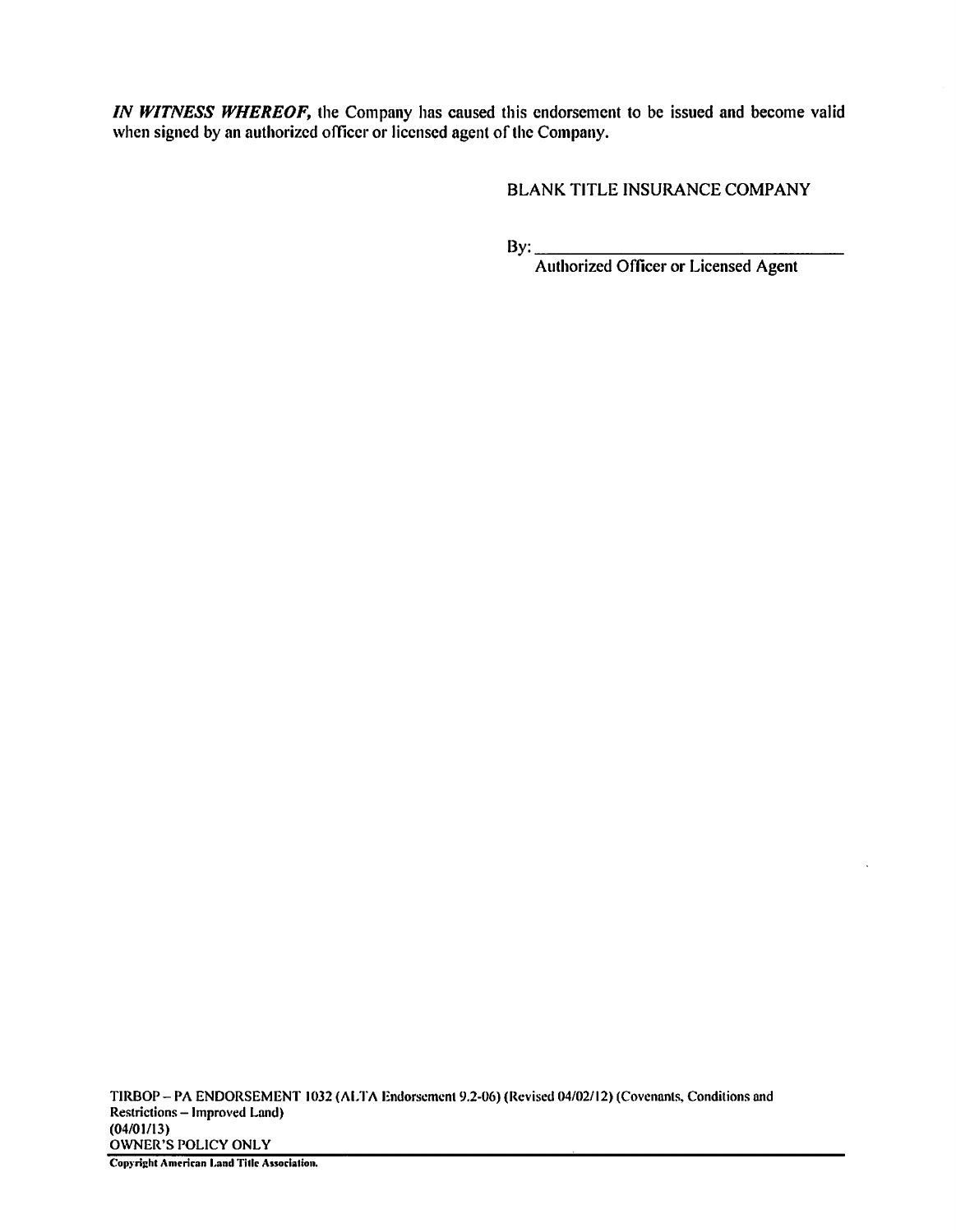***IN WITNESS WHEREOF,*** the Company has caused this endorsement to be issued and become valid when signed by an authorized officer or licensed agent of the Company.

BLANK TITLE INSURANCE COMPANY

By: ___________________________________
Authorized Officer or Licensed Agent

TIRBOP – PA ENDORSEMENT 1032 (ALTA Endorsement 9.2-06) (Revised 04/02/12) (Covenants, Conditions and Restrictions – Improved Land)
(04/01/13)
OWNER'S POLICY ONLY

**Copyright American Land Title Association.**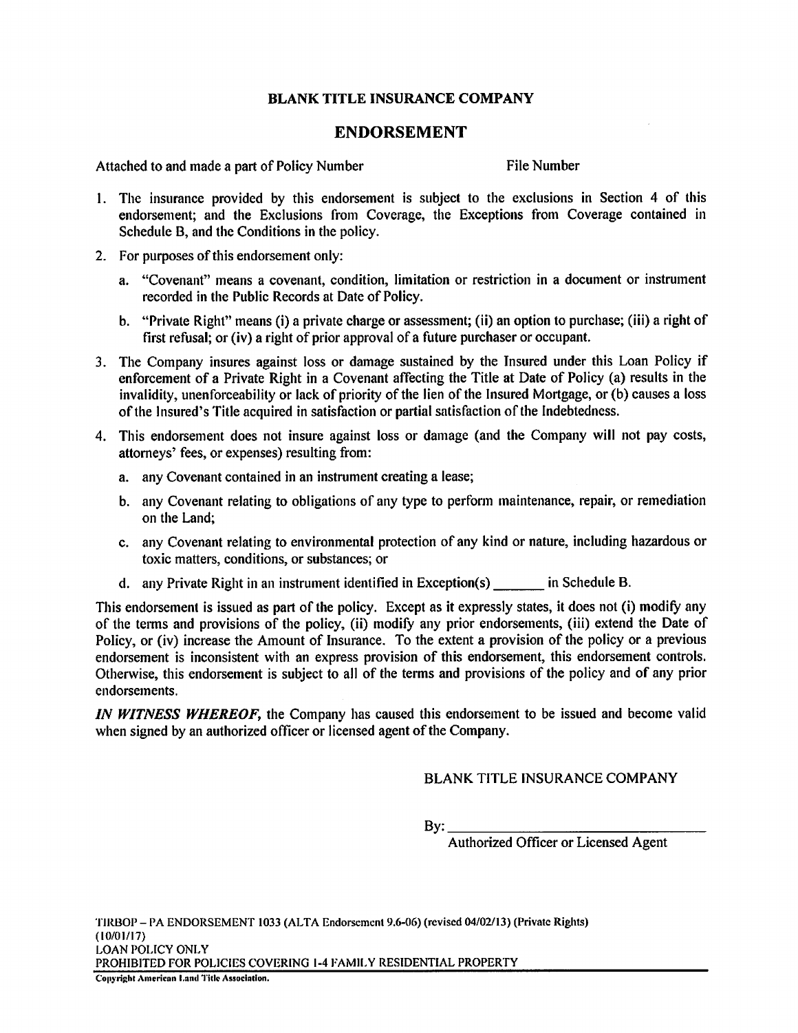**BLANK TITLE INSURANCE COMPANY**

## ENDORSEMENT

Attached to and made a part of Policy Number File Number

1. The insurance provided by this endorsement is subject to the exclusions in Section 4 of this endorsement; and the Exclusions from Coverage, the Exceptions from Coverage contained in Schedule B, and the Conditions in the policy.

2. For purposes of this endorsement only:

   a. "Covenant" means a covenant, condition, limitation or restriction in a document or instrument recorded in the Public Records at Date of Policy.

   b. "Private Right" means (i) a private charge or assessment; (ii) an option to purchase; (iii) a right of first refusal; or (iv) a right of prior approval of a future purchaser or occupant.

3. The Company insures against loss or damage sustained by the Insured under this Loan Policy if enforcement of a Private Right in a Covenant affecting the Title at Date of Policy (a) results in the invalidity, unenforceability or lack of priority of the lien of the Insured Mortgage, or (b) causes a loss of the Insured's Title acquired in satisfaction or partial satisfaction of the Indebtedness.

4. This endorsement does not insure against loss or damage (and the Company will not pay costs, attorneys' fees, or expenses) resulting from:

   a. any Covenant contained in an instrument creating a lease;

   b. any Covenant relating to obligations of any type to perform maintenance, repair, or remediation on the Land;

   c. any Covenant relating to environmental protection of any kind or nature, including hazardous or toxic matters, conditions, or substances; or

   d. any Private Right in an instrument identified in Exception(s) _______ in Schedule B.

This endorsement is issued as part of the policy. Except as it expressly states, it does not (i) modify any of the terms and provisions of the policy, (ii) modify any prior endorsements, (iii) extend the Date of Policy, or (iv) increase the Amount of Insurance. To the extent a provision of the policy or a previous endorsement is inconsistent with an express provision of this endorsement, this endorsement controls. Otherwise, this endorsement is subject to all of the terms and provisions of the policy and of any prior endorsements.

***IN WITNESS WHEREOF,*** the Company has caused this endorsement to be issued and become valid when signed by an authorized officer or licensed agent of the Company.

BLANK TITLE INSURANCE COMPANY

By: ___________________________________
Authorized Officer or Licensed Agent

TIRBOP – PA ENDORSEMENT 1033 (ALTA Endorsement 9.6-06) (revised 04/02/13) (Private Rights)
(10/01/17)
LOAN POLICY ONLY
PROHIBITED FOR POLICIES COVERING 1-4 FAMILY RESIDENTIAL PROPERTY

**Copyright American Land Title Association.**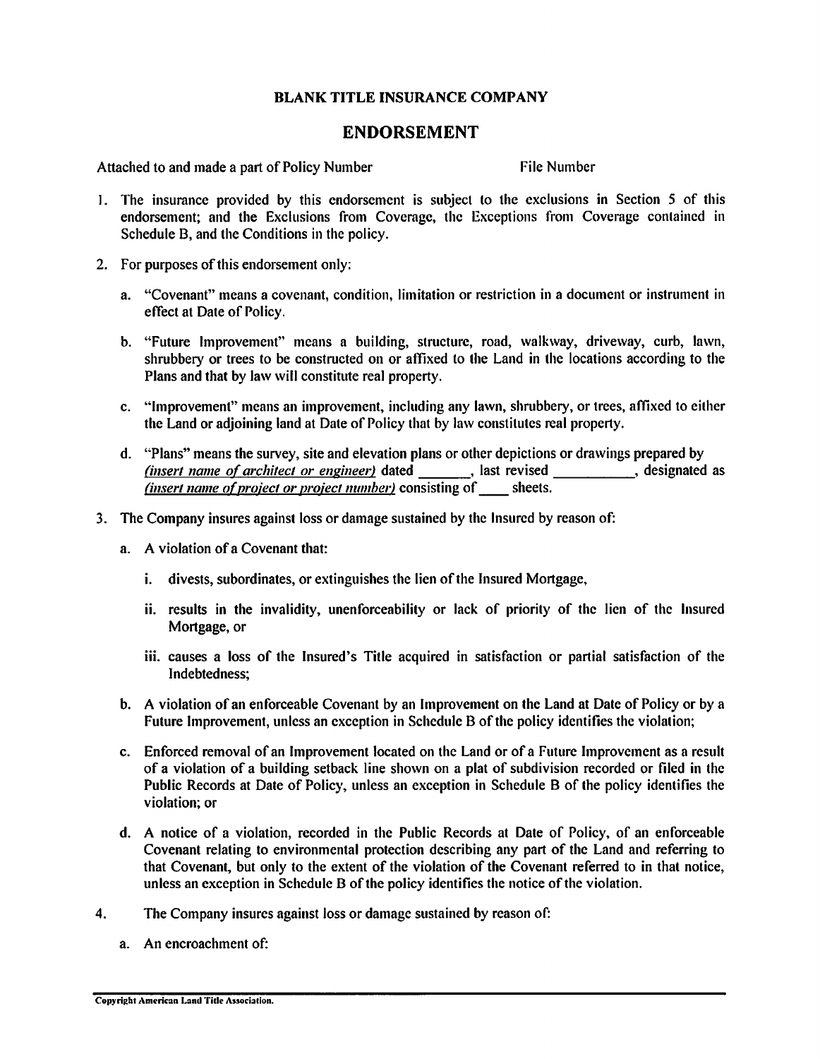**BLANK TITLE INSURANCE COMPANY**

## ENDORSEMENT

Attached to and made a part of Policy Number File Number

1. The insurance provided by this endorsement is subject to the exclusions in Section 5 of this endorsement; and the Exclusions from Coverage, the Exceptions from Coverage contained in Schedule B, and the Conditions in the policy.

2. For purposes of this endorsement only:

   a. "Covenant" means a covenant, condition, limitation or restriction in a document or instrument in effect at Date of Policy.

   b. "Future Improvement" means a building, structure, road, walkway, driveway, curb, lawn, shrubbery or trees to be constructed on or affixed to the Land in the locations according to the Plans and that by law will constitute real property.

   c. "Improvement" means an improvement, including any lawn, shrubbery, or trees, affixed to either the Land or adjoining land at Date of Policy that by law constitutes real property.

   d. "Plans" means the survey, site and elevation plans or other depictions or drawings prepared by *(insert name of architect or engineer)* dated _______, last revised ___________, designated as *(insert name of project or project number)* consisting of ____ sheets.

3. The Company insures against loss or damage sustained by the Insured by reason of:

   a. A violation of a Covenant that:

      i. divests, subordinates, or extinguishes the lien of the Insured Mortgage,

      ii. results in the invalidity, unenforceability or lack of priority of the lien of the Insured Mortgage, or

      iii. causes a loss of the Insured's Title acquired in satisfaction or partial satisfaction of the Indebtedness;

   b. A violation of an enforceable Covenant by an Improvement on the Land at Date of Policy or by a Future Improvement, unless an exception in Schedule B of the policy identifies the violation;

   c. Enforced removal of an Improvement located on the Land or of a Future Improvement as a result of a violation of a building setback line shown on a plat of subdivision recorded or filed in the Public Records at Date of Policy, unless an exception in Schedule B of the policy identifies the violation; or

   d. A notice of a violation, recorded in the Public Records at Date of Policy, of an enforceable Covenant relating to environmental protection describing any part of the Land and referring to that Covenant, but only to the extent of the violation of the Covenant referred to in that notice, unless an exception in Schedule B of the policy identifies the notice of the violation.

4. The Company insures against loss or damage sustained by reason of:

   a. An encroachment of:

Copyright American Land Title Association.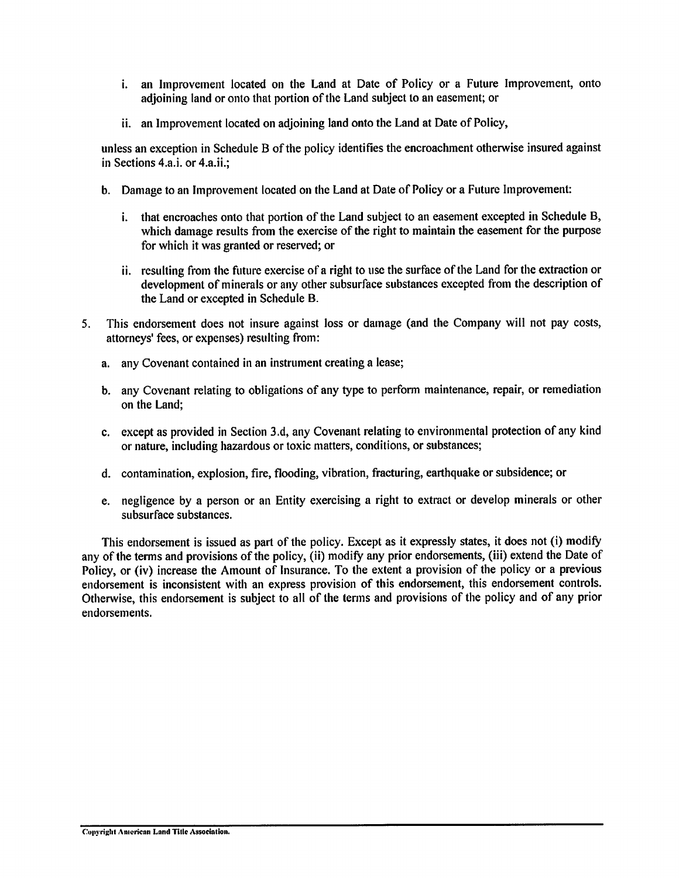i. an Improvement located on the Land at Date of Policy or a Future Improvement, onto adjoining land or onto that portion of the Land subject to an easement; or

ii. an Improvement located on adjoining land onto the Land at Date of Policy,

unless an exception in Schedule B of the policy identifies the encroachment otherwise insured against in Sections 4.a.i. or 4.a.ii.;

b. Damage to an Improvement located on the Land at Date of Policy or a Future Improvement:

   i. that encroaches onto that portion of the Land subject to an easement excepted in Schedule B, which damage results from the exercise of the right to maintain the easement for the purpose for which it was granted or reserved; or

   ii. resulting from the future exercise of a right to use the surface of the Land for the extraction or development of minerals or any other subsurface substances excepted from the description of the Land or excepted in Schedule B.

5. This endorsement does not insure against loss or damage (and the Company will not pay costs, attorneys' fees, or expenses) resulting from:

   a. any Covenant contained in an instrument creating a lease;

   b. any Covenant relating to obligations of any type to perform maintenance, repair, or remediation on the Land;

   c. except as provided in Section 3.d, any Covenant relating to environmental protection of any kind or nature, including hazardous or toxic matters, conditions, or substances;

   d. contamination, explosion, fire, flooding, vibration, fracturing, earthquake or subsidence; or

   e. negligence by a person or an Entity exercising a right to extract or develop minerals or other subsurface substances.

This endorsement is issued as part of the policy. Except as it expressly states, it does not (i) modify any of the terms and provisions of the policy, (ii) modify any prior endorsements, (iii) extend the Date of Policy, or (iv) increase the Amount of Insurance. To the extent a provision of the policy or a previous endorsement is inconsistent with an express provision of this endorsement, this endorsement controls. Otherwise, this endorsement is subject to all of the terms and provisions of the policy and of any prior endorsements.

Copyright American Land Title Association.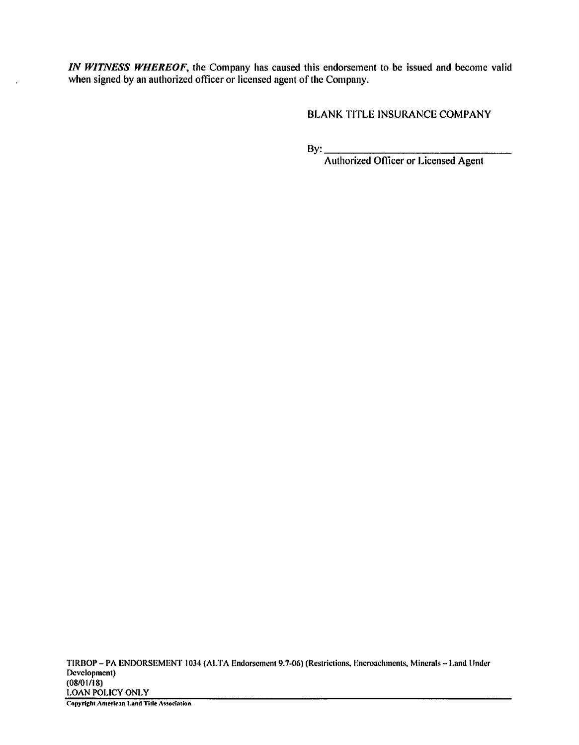*IN WITNESS WHEREOF*, the Company has caused this endorsement to be issued and become valid when signed by an authorized officer or licensed agent of the Company.

BLANK TITLE INSURANCE COMPANY

By: ___________________________________
Authorized Officer or Licensed Agent

TIRBOP – PA ENDORSEMENT 1034 (ALTA Endorsement 9.7-06) (Restrictions, Encroachments, Minerals – Land Under Development)
(08/01/18)
LOAN POLICY ONLY

**Copyright American Land Title Association.**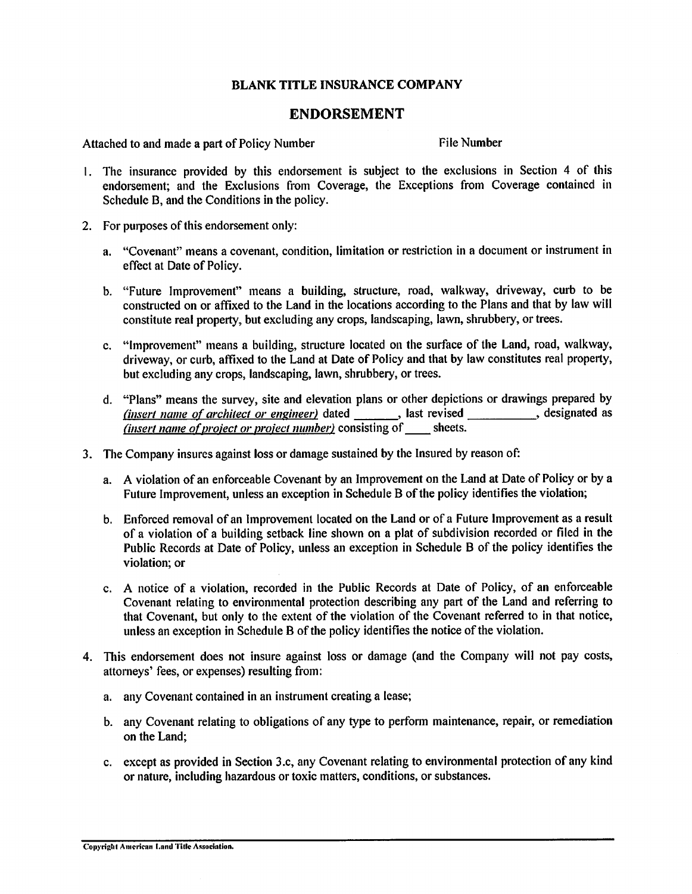**BLANK TITLE INSURANCE COMPANY**

## ENDORSEMENT

Attached to and made a part of Policy Number File Number

1. The insurance provided by this endorsement is subject to the exclusions in Section 4 of this endorsement; and the Exclusions from Coverage, the Exceptions from Coverage contained in Schedule B, and the Conditions in the policy.

2. For purposes of this endorsement only:

   a. "Covenant" means a covenant, condition, limitation or restriction in a document or instrument in effect at Date of Policy.

   b. "Future Improvement" means a building, structure, road, walkway, driveway, curb to be constructed on or affixed to the Land in the locations according to the Plans and that by law will constitute real property, but excluding any crops, landscaping, lawn, shrubbery, or trees.

   c. "Improvement" means a building, structure located on the surface of the Land, road, walkway, driveway, or curb, affixed to the Land at Date of Policy and that by law constitutes real property, but excluding any crops, landscaping, lawn, shrubbery, or trees.

   d. "Plans" means the survey, site and elevation plans or other depictions or drawings prepared by *(insert name of architect or engineer)* dated _______, last revised __________, designated as *(insert name of project or project number)* consisting of ____ sheets.

3. The Company insures against loss or damage sustained by the Insured by reason of:

   a. A violation of an enforceable Covenant by an Improvement on the Land at Date of Policy or by a Future Improvement, unless an exception in Schedule B of the policy identifies the violation;

   b. Enforced removal of an Improvement located on the Land or of a Future Improvement as a result of a violation of a building setback line shown on a plat of subdivision recorded or filed in the Public Records at Date of Policy, unless an exception in Schedule B of the policy identifies the violation; or

   c. A notice of a violation, recorded in the Public Records at Date of Policy, of an enforceable Covenant relating to environmental protection describing any part of the Land and referring to that Covenant, but only to the extent of the violation of the Covenant referred to in that notice, unless an exception in Schedule B of the policy identifies the notice of the violation.

4. This endorsement does not insure against loss or damage (and the Company will not pay costs, attorneys' fees, or expenses) resulting from:

   a. any Covenant contained in an instrument creating a lease;

   b. any Covenant relating to obligations of any type to perform maintenance, repair, or remediation on the Land;

   c. except as provided in Section 3.c, any Covenant relating to environmental protection of any kind or nature, including hazardous or toxic matters, conditions, or substances.

Copyright American Land Title Association.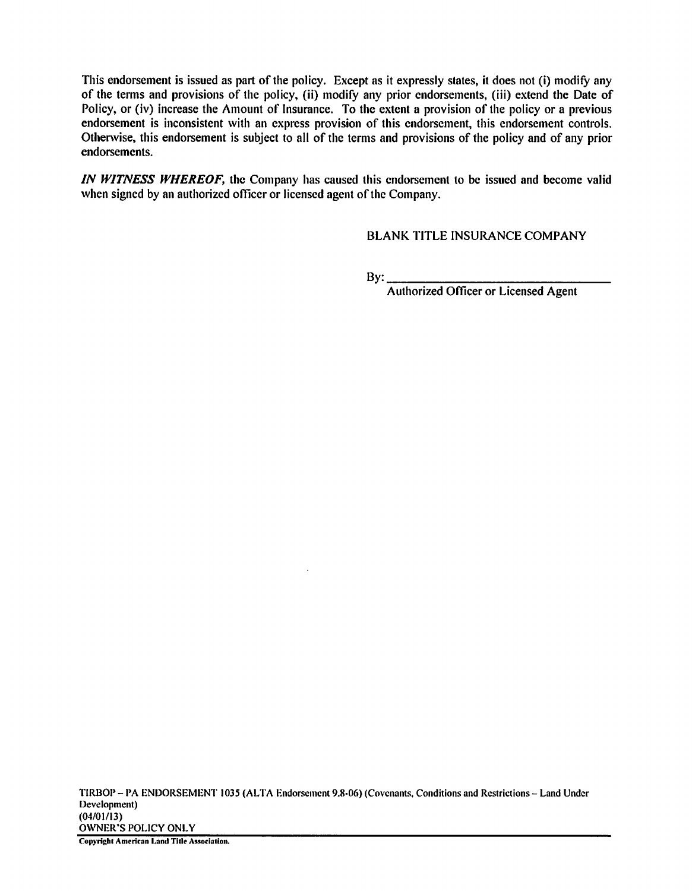This endorsement is issued as part of the policy. Except as it expressly states, it does not (i) modify any of the terms and provisions of the policy, (ii) modify any prior endorsements, (iii) extend the Date of Policy, or (iv) increase the Amount of Insurance. To the extent a provision of the policy or a previous endorsement is inconsistent with an express provision of this endorsement, this endorsement controls. Otherwise, this endorsement is subject to all of the terms and provisions of the policy and of any prior endorsements.

***IN WITNESS WHEREOF,*** the Company has caused this endorsement to be issued and become valid when signed by an authorized officer or licensed agent of the Company.

BLANK TITLE INSURANCE COMPANY

By: ___________________________________
Authorized Officer or Licensed Agent

TIRBOP – PA ENDORSEMENT 1035 (ALTA Endorsement 9.8-06) (Covenants, Conditions and Restrictions – Land Under Development)
(04/01/13)
OWNER'S POLICY ONLY

**Copyright American Land Title Association.**